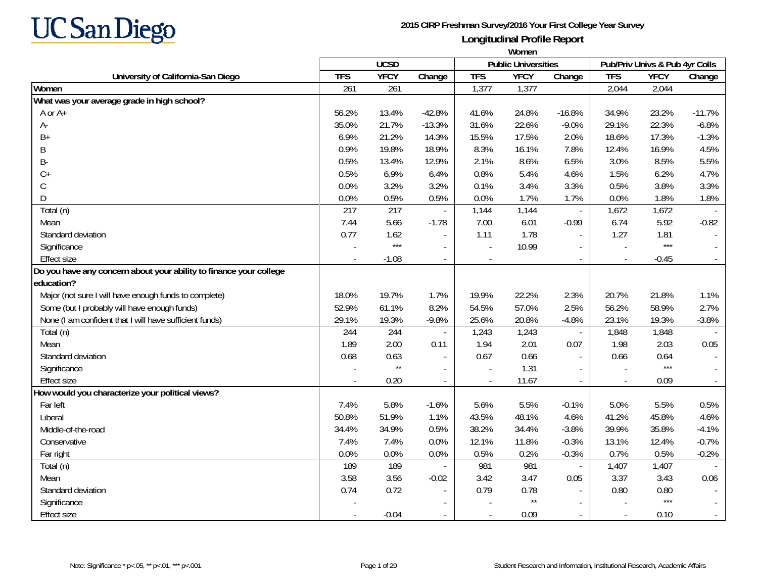UC San Diego

**2015 CIRP Freshman Survey/2016 Your First College Year Survey**

## Longitudinal Profile Report

**Women**

| University of California-San Diego | UCSD | | | Public Universities | | | Pub/Priv Univs & Pub 4yr Colls | | |
|---|---|---|---|---|---|---|---|---|---|
| | TFS | YFCY | Change | TFS | YFCY | Change | TFS | YFCY | Change |
| **Women** | 261 | 261 | | 1,377 | 1,377 | | 2,044 | 2,044 | |
| **What was your average grade in high school?** | | | | | | | | | |
| A or A+ | 56.2% | 13.4% | -42.8% | 41.6% | 24.8% | -16.8% | 34.9% | 23.2% | -11.7% |
| A- | 35.0% | 21.7% | -13.3% | 31.6% | 22.6% | -9.0% | 29.1% | 22.3% | -6.8% |
| B+ | 6.9% | 21.2% | 14.3% | 15.5% | 17.5% | 2.0% | 18.6% | 17.3% | -1.3% |
| B | 0.9% | 19.8% | 18.9% | 8.3% | 16.1% | 7.8% | 12.4% | 16.9% | 4.5% |
| B- | 0.5% | 13.4% | 12.9% | 2.1% | 8.6% | 6.5% | 3.0% | 8.5% | 5.5% |
| C+ | 0.5% | 6.9% | 6.4% | 0.8% | 5.4% | 4.6% | 1.5% | 6.2% | 4.7% |
| C | 0.0% | 3.2% | 3.2% | 0.1% | 3.4% | 3.3% | 0.5% | 3.8% | 3.3% |
| D | 0.0% | 0.5% | 0.5% | 0.0% | 1.7% | 1.7% | 0.0% | 1.8% | 1.8% |
| Total (n) | 217 | 217 | - | 1,144 | 1,144 | - | 1,672 | 1,672 | - |
| Mean | 7.44 | 5.66 | -1.78 | 7.00 | 6.01 | -0.99 | 6.74 | 5.92 | -0.82 |
| Standard deviation | 0.77 | 1.62 | - | 1.11 | 1.78 | - | 1.27 | 1.81 | - |
| Significance | - | *** | - | - | 10.99 | - | - | *** | - |
| Effect size | - | -1.08 | - | - | | - | - | -0.45 | - |
| **Do you have any concern about your ability to finance your college education?** | | | | | | | | | |
| Major (not sure I will have enough funds to complete) | 18.0% | 19.7% | 1.7% | 19.9% | 22.2% | 2.3% | 20.7% | 21.8% | 1.1% |
| Some (but I probably will have enough funds) | 52.9% | 61.1% | 8.2% | 54.5% | 57.0% | 2.5% | 56.2% | 58.9% | 2.7% |
| None (I am confident that I will have sufficient funds) | 29.1% | 19.3% | -9.8% | 25.6% | 20.8% | -4.8% | 23.1% | 19.3% | -3.8% |
| Total (n) | 244 | 244 | - | 1,243 | 1,243 | - | 1,848 | 1,848 | - |
| Mean | 1.89 | 2.00 | 0.11 | 1.94 | 2.01 | 0.07 | 1.98 | 2.03 | 0.05 |
| Standard deviation | 0.68 | 0.63 | - | 0.67 | 0.66 | - | 0.66 | 0.64 | - |
| Significance | - | ** | - | - | 1.31 | - | - | *** | - |
| Effect size | - | 0.20 | - | - | 11.67 | - | - | 0.09 | - |
| **How would you characterize your political views?** | | | | | | | | | |
| Far left | 7.4% | 5.8% | -1.6% | 5.6% | 5.5% | -0.1% | 5.0% | 5.5% | 0.5% |
| Liberal | 50.8% | 51.9% | 1.1% | 43.5% | 48.1% | 4.6% | 41.2% | 45.8% | 4.6% |
| Middle-of-the-road | 34.4% | 34.9% | 0.5% | 38.2% | 34.4% | -3.8% | 39.9% | 35.8% | -4.1% |
| Conservative | 7.4% | 7.4% | 0.0% | 12.1% | 11.8% | -0.3% | 13.1% | 12.4% | -0.7% |
| Far right | 0.0% | 0.0% | 0.0% | 0.5% | 0.2% | -0.3% | 0.7% | 0.5% | -0.2% |
| Total (n) | 189 | 189 | - | 981 | 981 | - | 1,407 | 1,407 | - |
| Mean | 3.58 | 3.56 | -0.02 | 3.42 | 3.47 | 0.05 | 3.37 | 3.43 | 0.06 |
| Standard deviation | 0.74 | 0.72 | - | 0.79 | 0.78 | - | 0.80 | 0.80 | - |
| Significance | - | | - | - | ** | - | - | *** | - |
| Effect size | - | -0.04 | - | - | 0.09 | - | - | 0.10 | - |

Note: Significance * p<.05, ** p<.01, *** p<.001

Student Research and Information, Institutional Research, Academic Affairs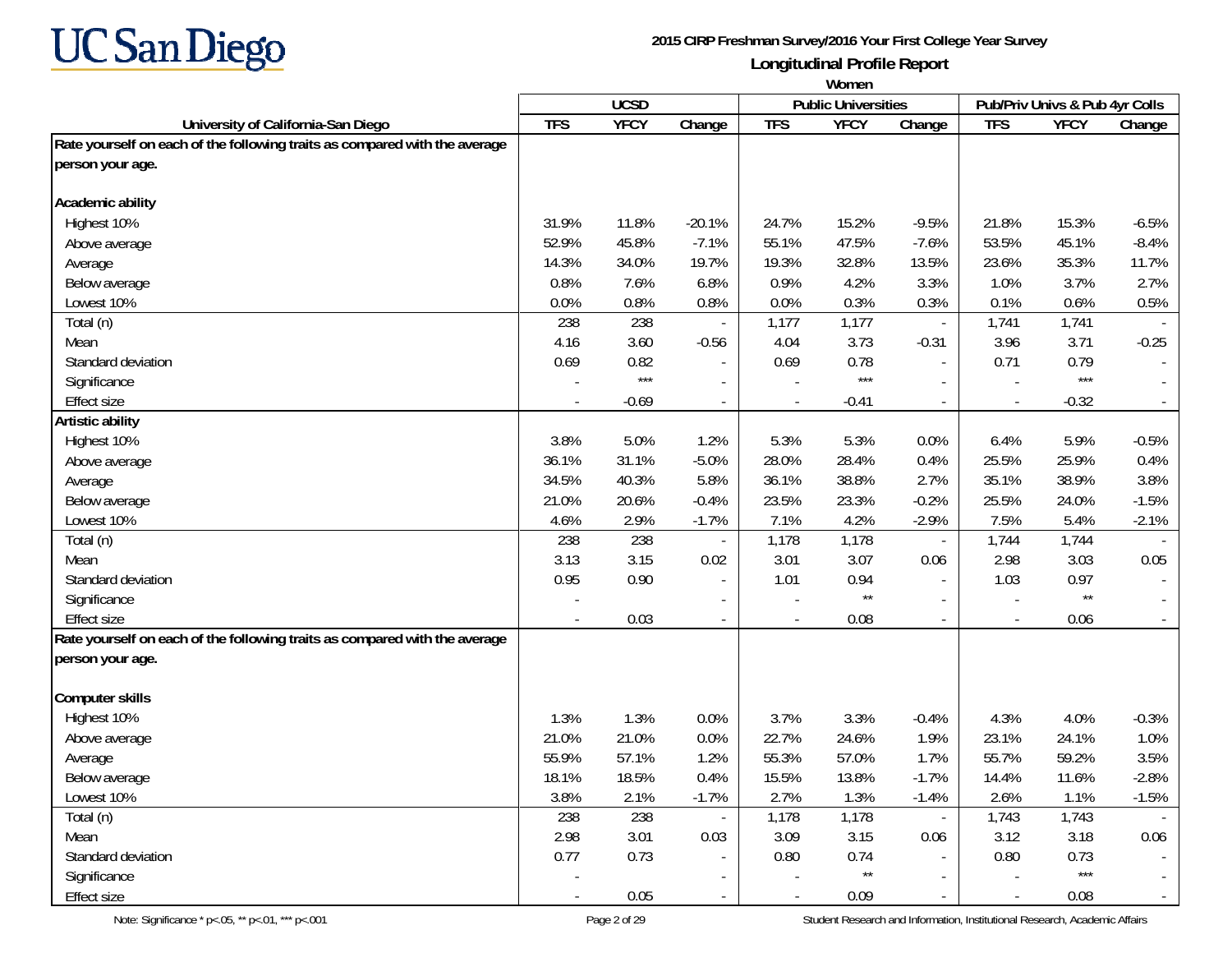# 2015 CIRP Freshman Survey/2016 Your First College Year Survey

## Longitudinal Profile Report

### Women

| University of California-San Diego | UCSD | | | Public Universities | | | Pub/Priv Univs & Pub 4yr Colls | | |
|---|---|---|---|---|---|---|---|---|---|
| | TFS | YFCY | Change | TFS | YFCY | Change | TFS | YFCY | Change |
| **Rate yourself on each of the following traits as compared with the average person your age.** | | | | | | | | | |
| **Academic ability** | | | | | | | | | |
| Highest 10% | 31.9% | 11.8% | -20.1% | 24.7% | 15.2% | -9.5% | 21.8% | 15.3% | -6.5% |
| Above average | 52.9% | 45.8% | -7.1% | 55.1% | 47.5% | -7.6% | 53.5% | 45.1% | -8.4% |
| Average | 14.3% | 34.0% | 19.7% | 19.3% | 32.8% | 13.5% | 23.6% | 35.3% | 11.7% |
| Below average | 0.8% | 7.6% | 6.8% | 0.9% | 4.2% | 3.3% | 1.0% | 3.7% | 2.7% |
| Lowest 10% | 0.0% | 0.8% | 0.8% | 0.0% | 0.3% | 0.3% | 0.1% | 0.6% | 0.5% |
| Total (n) | 238 | 238 | - | 1,177 | 1,177 | - | 1,741 | 1,741 | - |
| Mean | 4.16 | 3.60 | -0.56 | 4.04 | 3.73 | -0.31 | 3.96 | 3.71 | -0.25 |
| Standard deviation | 0.69 | 0.82 | - | 0.69 | 0.78 | - | 0.71 | 0.79 | - |
| Significance | - | *** | - | - | *** | - | - | *** | - |
| Effect size | - | -0.69 | - | - | -0.41 | - | - | -0.32 | - |
| **Artistic ability** | | | | | | | | | |
| Highest 10% | 3.8% | 5.0% | 1.2% | 5.3% | 5.3% | 0.0% | 6.4% | 5.9% | -0.5% |
| Above average | 36.1% | 31.1% | -5.0% | 28.0% | 28.4% | 0.4% | 25.5% | 25.9% | 0.4% |
| Average | 34.5% | 40.3% | 5.8% | 36.1% | 38.8% | 2.7% | 35.1% | 38.9% | 3.8% |
| Below average | 21.0% | 20.6% | -0.4% | 23.5% | 23.3% | -0.2% | 25.5% | 24.0% | -1.5% |
| Lowest 10% | 4.6% | 2.9% | -1.7% | 7.1% | 4.2% | -2.9% | 7.5% | 5.4% | -2.1% |
| Total (n) | 238 | 238 | - | 1,178 | 1,178 | - | 1,744 | 1,744 | - |
| Mean | 3.13 | 3.15 | 0.02 | 3.01 | 3.07 | 0.06 | 2.98 | 3.03 | 0.05 |
| Standard deviation | 0.95 | 0.90 | - | 1.01 | 0.94 | - | 1.03 | 0.97 | - |
| Significance | - | | - | - | ** | - | - | ** | - |
| Effect size | - | 0.03 | - | - | 0.08 | - | - | 0.06 | - |
| **Rate yourself on each of the following traits as compared with the average person your age.** | | | | | | | | | |
| **Computer skills** | | | | | | | | | |
| Highest 10% | 1.3% | 1.3% | 0.0% | 3.7% | 3.3% | -0.4% | 4.3% | 4.0% | -0.3% |
| Above average | 21.0% | 21.0% | 0.0% | 22.7% | 24.6% | 1.9% | 23.1% | 24.1% | 1.0% |
| Average | 55.9% | 57.1% | 1.2% | 55.3% | 57.0% | 1.7% | 55.7% | 59.2% | 3.5% |
| Below average | 18.1% | 18.5% | 0.4% | 15.5% | 13.8% | -1.7% | 14.4% | 11.6% | -2.8% |
| Lowest 10% | 3.8% | 2.1% | -1.7% | 2.7% | 1.3% | -1.4% | 2.6% | 1.1% | -1.5% |
| Total (n) | 238 | 238 | - | 1,178 | 1,178 | - | 1,743 | 1,743 | - |
| Mean | 2.98 | 3.01 | 0.03 | 3.09 | 3.15 | 0.06 | 3.12 | 3.18 | 0.06 |
| Standard deviation | 0.77 | 0.73 | - | 0.80 | 0.74 | - | 0.80 | 0.73 | - |
| Significance | - | | - | - | ** | - | - | *** | - |
| Effect size | - | 0.05 | - | - | 0.09 | - | - | 0.08 | - |

Note: Significance * p<.05, ** p<.01, *** p<.001

Student Research and Information, Institutional Research, Academic Affairs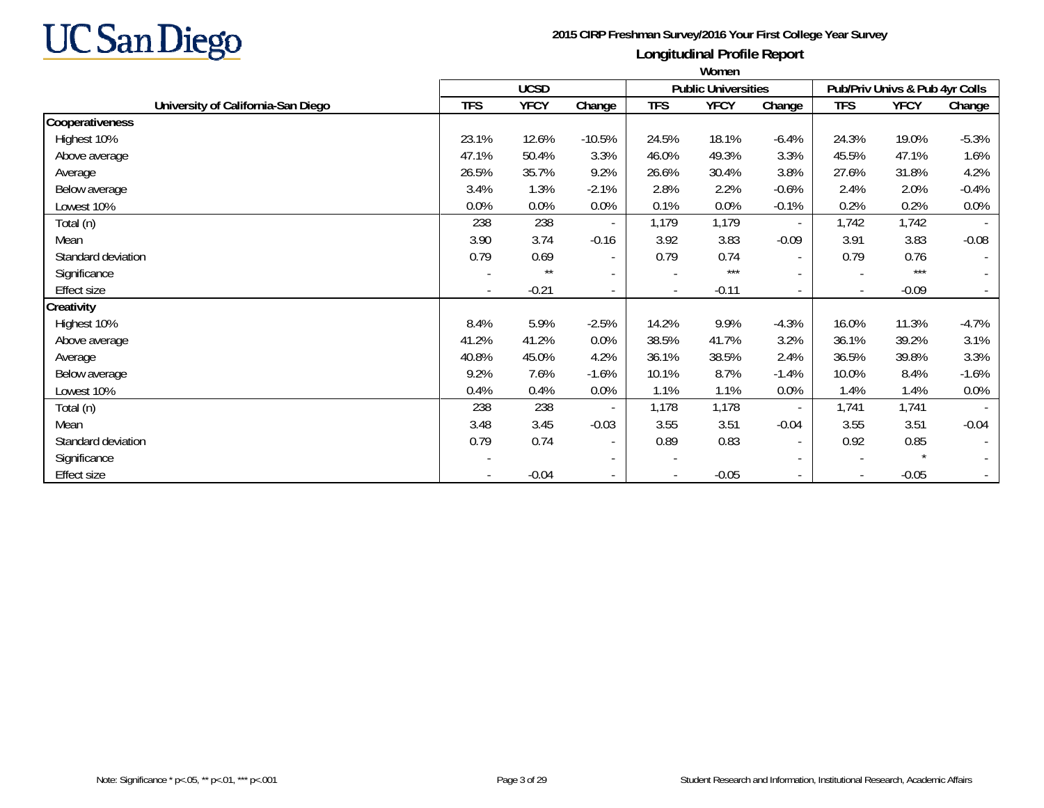UC San Diego

**2015 CIRP Freshman Survey/2016 Your First College Year Survey**

**Longitudinal Profile Report**

**Women**

| University of California-San Diego | UCSD | | | Public Universities | | | Pub/Priv Univs & Pub 4yr Colls | | |
|---|---|---|---|---|---|---|---|---|---|
| | TFS | YFCY | Change | TFS | YFCY | Change | TFS | YFCY | Change |
| **Cooperativeness** | | | | | | | | | |
| Highest 10% | 23.1% | 12.6% | -10.5% | 24.5% | 18.1% | -6.4% | 24.3% | 19.0% | -5.3% |
| Above average | 47.1% | 50.4% | 3.3% | 46.0% | 49.3% | 3.3% | 45.5% | 47.1% | 1.6% |
| Average | 26.5% | 35.7% | 9.2% | 26.6% | 30.4% | 3.8% | 27.6% | 31.8% | 4.2% |
| Below average | 3.4% | 1.3% | -2.1% | 2.8% | 2.2% | -0.6% | 2.4% | 2.0% | -0.4% |
| Lowest 10% | 0.0% | 0.0% | 0.0% | 0.1% | 0.0% | -0.1% | 0.2% | 0.2% | 0.0% |
| Total (n) | 238 | 238 | - | 1,179 | 1,179 | - | 1,742 | 1,742 | - |
| Mean | 3.90 | 3.74 | -0.16 | 3.92 | 3.83 | -0.09 | 3.91 | 3.83 | -0.08 |
| Standard deviation | 0.79 | 0.69 | - | 0.79 | 0.74 | - | 0.79 | 0.76 | - |
| Significance | - | ** | - | - | *** | - | - | *** | - |
| Effect size | - | -0.21 | - | - | -0.11 | - | - | -0.09 | - |
| **Creativity** | | | | | | | | | |
| Highest 10% | 8.4% | 5.9% | -2.5% | 14.2% | 9.9% | -4.3% | 16.0% | 11.3% | -4.7% |
| Above average | 41.2% | 41.2% | 0.0% | 38.5% | 41.7% | 3.2% | 36.1% | 39.2% | 3.1% |
| Average | 40.8% | 45.0% | 4.2% | 36.1% | 38.5% | 2.4% | 36.5% | 39.8% | 3.3% |
| Below average | 9.2% | 7.6% | -1.6% | 10.1% | 8.7% | -1.4% | 10.0% | 8.4% | -1.6% |
| Lowest 10% | 0.4% | 0.4% | 0.0% | 1.1% | 1.1% | 0.0% | 1.4% | 1.4% | 0.0% |
| Total (n) | 238 | 238 | - | 1,178 | 1,178 | - | 1,741 | 1,741 | - |
| Mean | 3.48 | 3.45 | -0.03 | 3.55 | 3.51 | -0.04 | 3.55 | 3.51 | -0.04 |
| Standard deviation | 0.79 | 0.74 | - | 0.89 | 0.83 | - | 0.92 | 0.85 | - |
| Significance | - | | - | - | | - | - | * | - |
| Effect size | - | -0.04 | - | - | -0.05 | - | - | -0.05 | - |

Note: Significance * p<.05, ** p<.01, *** p<.001

Student Research and Information, Institutional Research, Academic Affairs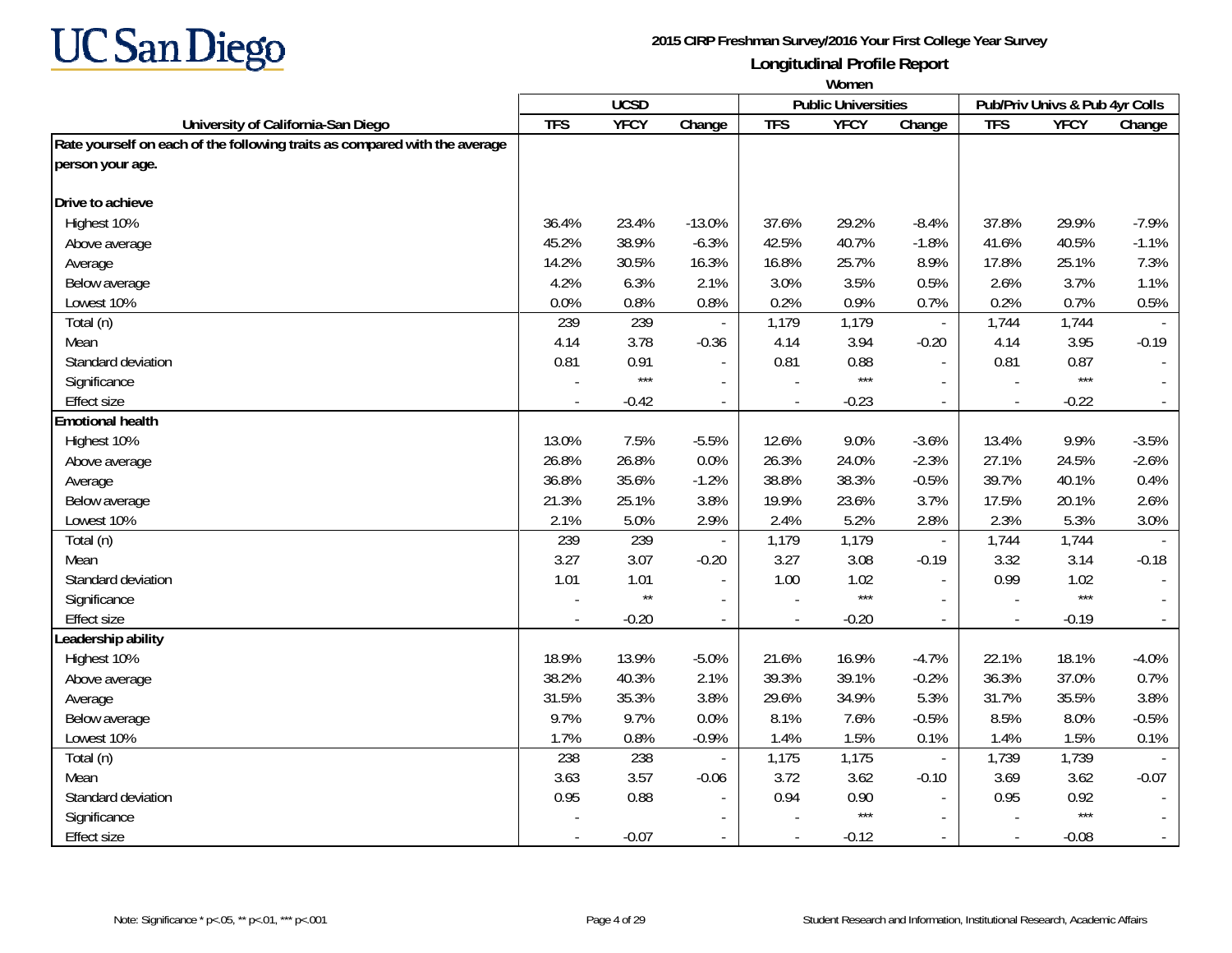# UC San Diego

**2015 CIRP Freshman Survey/2016 Your First College Year Survey**

**Longitudinal Profile Report**

**Women**

| University of California-San Diego | UCSD | | | Public Universities | | | Pub/Priv Univs & Pub 4yr Colls | | |
|---|---|---|---|---|---|---|---|---|---|
| | TFS | YFCY | Change | TFS | YFCY | Change | TFS | YFCY | Change |
| **Rate yourself on each of the following traits as compared with the average person your age.** | | | | | | | | | |
| **Drive to achieve** | | | | | | | | | |
| Highest 10% | 36.4% | 23.4% | -13.0% | 37.6% | 29.2% | -8.4% | 37.8% | 29.9% | -7.9% |
| Above average | 45.2% | 38.9% | -6.3% | 42.5% | 40.7% | -1.8% | 41.6% | 40.5% | -1.1% |
| Average | 14.2% | 30.5% | 16.3% | 16.8% | 25.7% | 8.9% | 17.8% | 25.1% | 7.3% |
| Below average | 4.2% | 6.3% | 2.1% | 3.0% | 3.5% | 0.5% | 2.6% | 3.7% | 1.1% |
| Lowest 10% | 0.0% | 0.8% | 0.8% | 0.2% | 0.9% | 0.7% | 0.2% | 0.7% | 0.5% |
| Total (n) | 239 | 239 | - | 1,179 | 1,179 | - | 1,744 | 1,744 | - |
| Mean | 4.14 | 3.78 | -0.36 | 4.14 | 3.94 | -0.20 | 4.14 | 3.95 | -0.19 |
| Standard deviation | 0.81 | 0.91 | - | 0.81 | 0.88 | - | 0.81 | 0.87 | - |
| Significance | - | *** | - | - | *** | - | - | *** | - |
| Effect size | - | -0.42 | - | - | -0.23 | - | - | -0.22 | - |
| **Emotional health** | | | | | | | | | |
| Highest 10% | 13.0% | 7.5% | -5.5% | 12.6% | 9.0% | -3.6% | 13.4% | 9.9% | -3.5% |
| Above average | 26.8% | 26.8% | 0.0% | 26.3% | 24.0% | -2.3% | 27.1% | 24.5% | -2.6% |
| Average | 36.8% | 35.6% | -1.2% | 38.8% | 38.3% | -0.5% | 39.7% | 40.1% | 0.4% |
| Below average | 21.3% | 25.1% | 3.8% | 19.9% | 23.6% | 3.7% | 17.5% | 20.1% | 2.6% |
| Lowest 10% | 2.1% | 5.0% | 2.9% | 2.4% | 5.2% | 2.8% | 2.3% | 5.3% | 3.0% |
| Total (n) | 239 | 239 | - | 1,179 | 1,179 | - | 1,744 | 1,744 | - |
| Mean | 3.27 | 3.07 | -0.20 | 3.27 | 3.08 | -0.19 | 3.32 | 3.14 | -0.18 |
| Standard deviation | 1.01 | 1.01 | - | 1.00 | 1.02 | - | 0.99 | 1.02 | - |
| Significance | - | ** | - | - | *** | - | - | *** | - |
| Effect size | - | -0.20 | - | - | -0.20 | - | - | -0.19 | - |
| **Leadership ability** | | | | | | | | | |
| Highest 10% | 18.9% | 13.9% | -5.0% | 21.6% | 16.9% | -4.7% | 22.1% | 18.1% | -4.0% |
| Above average | 38.2% | 40.3% | 2.1% | 39.3% | 39.1% | -0.2% | 36.3% | 37.0% | 0.7% |
| Average | 31.5% | 35.3% | 3.8% | 29.6% | 34.9% | 5.3% | 31.7% | 35.5% | 3.8% |
| Below average | 9.7% | 9.7% | 0.0% | 8.1% | 7.6% | -0.5% | 8.5% | 8.0% | -0.5% |
| Lowest 10% | 1.7% | 0.8% | -0.9% | 1.4% | 1.5% | 0.1% | 1.4% | 1.5% | 0.1% |
| Total (n) | 238 | 238 | - | 1,175 | 1,175 | - | 1,739 | 1,739 | - |
| Mean | 3.63 | 3.57 | -0.06 | 3.72 | 3.62 | -0.10 | 3.69 | 3.62 | -0.07 |
| Standard deviation | 0.95 | 0.88 | - | 0.94 | 0.90 | - | 0.95 | 0.92 | - |
| Significance | - | | - | - | *** | - | - | *** | - |
| Effect size | - | -0.07 | - | - | -0.12 | - | - | -0.08 | - |

Note: Significance * p<.05, ** p<.01, *** p<.001

Student Research and Information, Institutional Research, Academic Affairs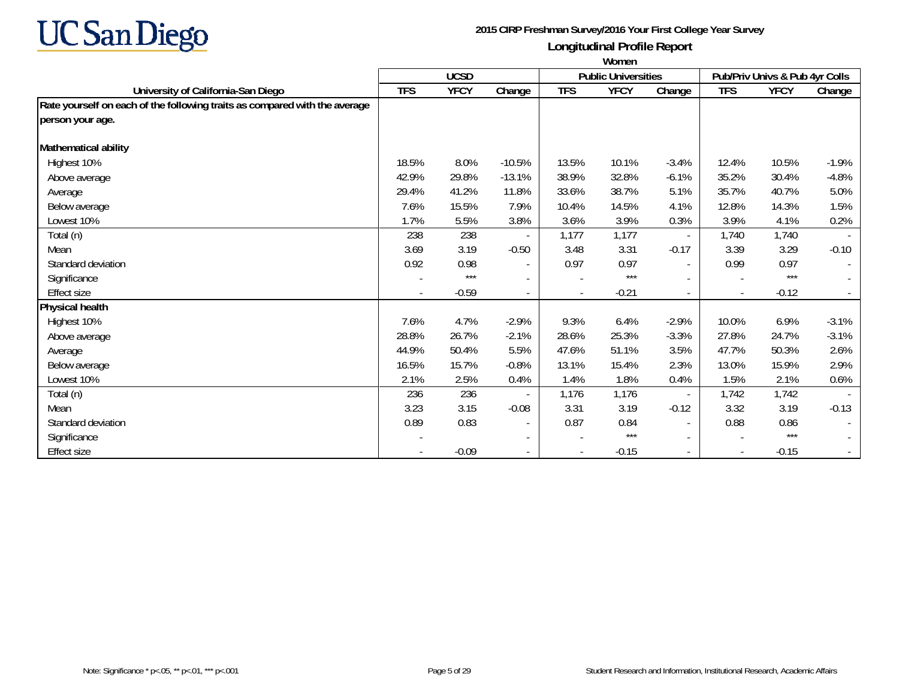UC San Diego

**2015 CIRP Freshman Survey/2016 Your First College Year Survey**

**Longitudinal Profile Report**

**Women**

| University of California-San Diego | UCSD | | | Public Universities | | | Pub/Priv Univs & Pub 4yr Colls | | |
|---|---|---|---|---|---|---|---|---|---|
| | TFS | YFCY | Change | TFS | YFCY | Change | TFS | YFCY | Change |
| **Rate yourself on each of the following traits as compared with the average person your age.** | | | | | | | | | |
| **Mathematical ability** | | | | | | | | | |
| Highest 10% | 18.5% | 8.0% | -10.5% | 13.5% | 10.1% | -3.4% | 12.4% | 10.5% | -1.9% |
| Above average | 42.9% | 29.8% | -13.1% | 38.9% | 32.8% | -6.1% | 35.2% | 30.4% | -4.8% |
| Average | 29.4% | 41.2% | 11.8% | 33.6% | 38.7% | 5.1% | 35.7% | 40.7% | 5.0% |
| Below average | 7.6% | 15.5% | 7.9% | 10.4% | 14.5% | 4.1% | 12.8% | 14.3% | 1.5% |
| Lowest 10% | 1.7% | 5.5% | 3.8% | 3.6% | 3.9% | 0.3% | 3.9% | 4.1% | 0.2% |
| Total (n) | 238 | 238 | - | 1,177 | 1,177 | - | 1,740 | 1,740 | - |
| Mean | 3.69 | 3.19 | -0.50 | 3.48 | 3.31 | -0.17 | 3.39 | 3.29 | -0.10 |
| Standard deviation | 0.92 | 0.98 | - | 0.97 | 0.97 | - | 0.99 | 0.97 | - |
| Significance | - | *** | - | - | *** | - | - | *** | - |
| Effect size | - | -0.59 | - | - | -0.21 | - | - | -0.12 | - |
| **Physical health** | | | | | | | | | |
| Highest 10% | 7.6% | 4.7% | -2.9% | 9.3% | 6.4% | -2.9% | 10.0% | 6.9% | -3.1% |
| Above average | 28.8% | 26.7% | -2.1% | 28.6% | 25.3% | -3.3% | 27.8% | 24.7% | -3.1% |
| Average | 44.9% | 50.4% | 5.5% | 47.6% | 51.1% | 3.5% | 47.7% | 50.3% | 2.6% |
| Below average | 16.5% | 15.7% | -0.8% | 13.1% | 15.4% | 2.3% | 13.0% | 15.9% | 2.9% |
| Lowest 10% | 2.1% | 2.5% | 0.4% | 1.4% | 1.8% | 0.4% | 1.5% | 2.1% | 0.6% |
| Total (n) | 236 | 236 | - | 1,176 | 1,176 | - | 1,742 | 1,742 | - |
| Mean | 3.23 | 3.15 | -0.08 | 3.31 | 3.19 | -0.12 | 3.32 | 3.19 | -0.13 |
| Standard deviation | 0.89 | 0.83 | - | 0.87 | 0.84 | - | 0.88 | 0.86 | - |
| Significance | - | | - | - | *** | - | - | *** | - |
| Effect size | - | -0.09 | - | - | -0.15 | - | - | -0.15 | - |

Note: Significance * p<.05, ** p<.01, *** p<.001

Student Research and Information, Institutional Research, Academic Affairs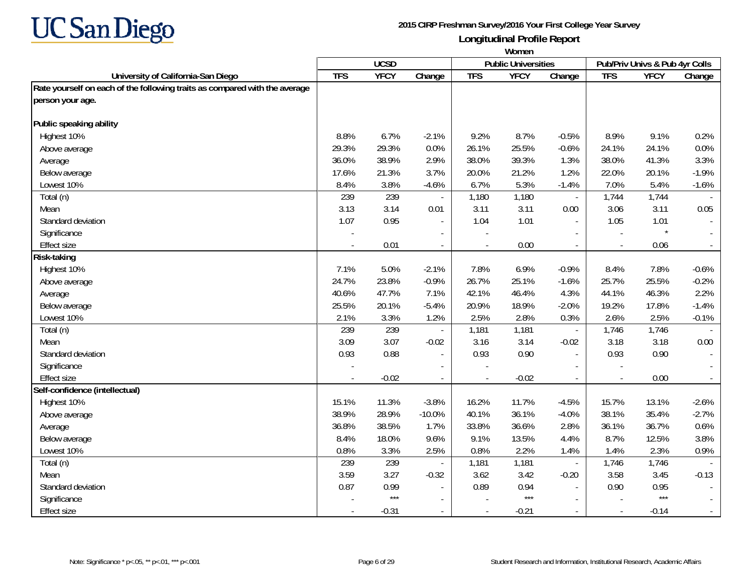**UC San Diego**

**2015 CIRP Freshman Survey/2016 Your First College Year Survey**

**Longitudinal Profile Report**

**Women**

| University of California-San Diego | UCSD | | | Public Universities | | | Pub/Priv Univs & Pub 4yr Colls | | |
|---|---|---|---|---|---|---|---|---|---|
| | TFS | YFCY | Change | TFS | YFCY | Change | TFS | YFCY | Change |
| **Rate yourself on each of the following traits as compared with the average person your age.** | | | | | | | | | |
| **Public speaking ability** | | | | | | | | | |
| Highest 10% | 8.8% | 6.7% | -2.1% | 9.2% | 8.7% | -0.5% | 8.9% | 9.1% | 0.2% |
| Above average | 29.3% | 29.3% | 0.0% | 26.1% | 25.5% | -0.6% | 24.1% | 24.1% | 0.0% |
| Average | 36.0% | 38.9% | 2.9% | 38.0% | 39.3% | 1.3% | 38.0% | 41.3% | 3.3% |
| Below average | 17.6% | 21.3% | 3.7% | 20.0% | 21.2% | 1.2% | 22.0% | 20.1% | -1.9% |
| Lowest 10% | 8.4% | 3.8% | -4.6% | 6.7% | 5.3% | -1.4% | 7.0% | 5.4% | -1.6% |
| Total (n) | 239 | 239 | - | 1,180 | 1,180 | - | 1,744 | 1,744 | - |
| Mean | 3.13 | 3.14 | 0.01 | 3.11 | 3.11 | 0.00 | 3.06 | 3.11 | 0.05 |
| Standard deviation | 1.07 | 0.95 | - | 1.04 | 1.01 | - | 1.05 | 1.01 | - |
| Significance | - | | - | - | | - | - | * | - |
| Effect size | - | 0.01 | - | - | 0.00 | - | - | 0.06 | - |
| **Risk-taking** | | | | | | | | | |
| Highest 10% | 7.1% | 5.0% | -2.1% | 7.8% | 6.9% | -0.9% | 8.4% | 7.8% | -0.6% |
| Above average | 24.7% | 23.8% | -0.9% | 26.7% | 25.1% | -1.6% | 25.7% | 25.5% | -0.2% |
| Average | 40.6% | 47.7% | 7.1% | 42.1% | 46.4% | 4.3% | 44.1% | 46.3% | 2.2% |
| Below average | 25.5% | 20.1% | -5.4% | 20.9% | 18.9% | -2.0% | 19.2% | 17.8% | -1.4% |
| Lowest 10% | 2.1% | 3.3% | 1.2% | 2.5% | 2.8% | 0.3% | 2.6% | 2.5% | -0.1% |
| Total (n) | 239 | 239 | - | 1,181 | 1,181 | - | 1,746 | 1,746 | - |
| Mean | 3.09 | 3.07 | -0.02 | 3.16 | 3.14 | -0.02 | 3.18 | 3.18 | 0.00 |
| Standard deviation | 0.93 | 0.88 | - | 0.93 | 0.90 | - | 0.93 | 0.90 | - |
| Significance | - | | - | - | | - | - | | - |
| Effect size | - | -0.02 | - | - | -0.02 | - | - | 0.00 | - |
| **Self-confidence (intellectual)** | | | | | | | | | |
| Highest 10% | 15.1% | 11.3% | -3.8% | 16.2% | 11.7% | -4.5% | 15.7% | 13.1% | -2.6% |
| Above average | 38.9% | 28.9% | -10.0% | 40.1% | 36.1% | -4.0% | 38.1% | 35.4% | -2.7% |
| Average | 36.8% | 38.5% | 1.7% | 33.8% | 36.6% | 2.8% | 36.1% | 36.7% | 0.6% |
| Below average | 8.4% | 18.0% | 9.6% | 9.1% | 13.5% | 4.4% | 8.7% | 12.5% | 3.8% |
| Lowest 10% | 0.8% | 3.3% | 2.5% | 0.8% | 2.2% | 1.4% | 1.4% | 2.3% | 0.9% |
| Total (n) | 239 | 239 | - | 1,181 | 1,181 | - | 1,746 | 1,746 | - |
| Mean | 3.59 | 3.27 | -0.32 | 3.62 | 3.42 | -0.20 | 3.58 | 3.45 | -0.13 |
| Standard deviation | 0.87 | 0.99 | - | 0.89 | 0.94 | - | 0.90 | 0.95 | - |
| Significance | - | *** | - | - | *** | - | - | *** | - |
| Effect size | - | -0.31 | - | - | -0.21 | - | - | -0.14 | - |

Note: Significance * p<.05, ** p<.01, *** p<.001

Student Research and Information, Institutional Research, Academic Affairs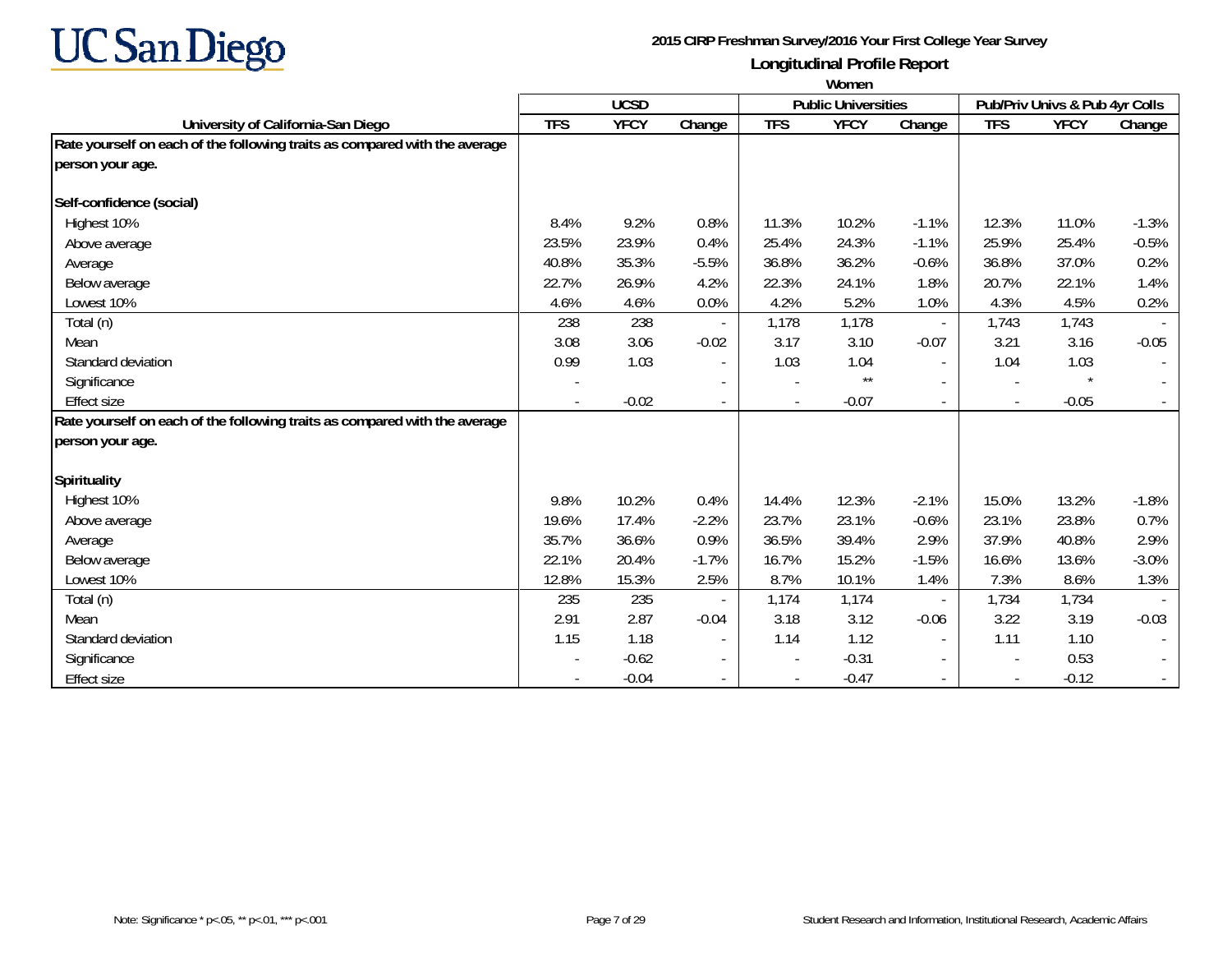UC San Diego

**2015 CIRP Freshman Survey/2016 Your First College Year Survey**

**Longitudinal Profile Report**

**Women**

| University of California-San Diego | UCSD | | | Public Universities | | | Pub/Priv Univs & Pub 4yr Colls | | |
|---|---|---|---|---|---|---|---|---|---|
| | TFS | YFCY | Change | TFS | YFCY | Change | TFS | YFCY | Change |
| **Rate yourself on each of the following traits as compared with the average person your age.** | | | | | | | | | |
| **Self-confidence (social)** | | | | | | | | | |
| Highest 10% | 8.4% | 9.2% | 0.8% | 11.3% | 10.2% | -1.1% | 12.3% | 11.0% | -1.3% |
| Above average | 23.5% | 23.9% | 0.4% | 25.4% | 24.3% | -1.1% | 25.9% | 25.4% | -0.5% |
| Average | 40.8% | 35.3% | -5.5% | 36.8% | 36.2% | -0.6% | 36.8% | 37.0% | 0.2% |
| Below average | 22.7% | 26.9% | 4.2% | 22.3% | 24.1% | 1.8% | 20.7% | 22.1% | 1.4% |
| Lowest 10% | 4.6% | 4.6% | 0.0% | 4.2% | 5.2% | 1.0% | 4.3% | 4.5% | 0.2% |
| Total (n) | 238 | 238 | - | 1,178 | 1,178 | - | 1,743 | 1,743 | - |
| Mean | 3.08 | 3.06 | -0.02 | 3.17 | 3.10 | -0.07 | 3.21 | 3.16 | -0.05 |
| Standard deviation | 0.99 | 1.03 | - | 1.03 | 1.04 | - | 1.04 | 1.03 | - |
| Significance | - | | - | - | ** | - | - | * | - |
| Effect size | - | -0.02 | - | - | -0.07 | - | - | -0.05 | - |
| **Rate yourself on each of the following traits as compared with the average person your age.** | | | | | | | | | |
| **Spirituality** | | | | | | | | | |
| Highest 10% | 9.8% | 10.2% | 0.4% | 14.4% | 12.3% | -2.1% | 15.0% | 13.2% | -1.8% |
| Above average | 19.6% | 17.4% | -2.2% | 23.7% | 23.1% | -0.6% | 23.1% | 23.8% | 0.7% |
| Average | 35.7% | 36.6% | 0.9% | 36.5% | 39.4% | 2.9% | 37.9% | 40.8% | 2.9% |
| Below average | 22.1% | 20.4% | -1.7% | 16.7% | 15.2% | -1.5% | 16.6% | 13.6% | -3.0% |
| Lowest 10% | 12.8% | 15.3% | 2.5% | 8.7% | 10.1% | 1.4% | 7.3% | 8.6% | 1.3% |
| Total (n) | 235 | 235 | - | 1,174 | 1,174 | - | 1,734 | 1,734 | - |
| Mean | 2.91 | 2.87 | -0.04 | 3.18 | 3.12 | -0.06 | 3.22 | 3.19 | -0.03 |
| Standard deviation | 1.15 | 1.18 | - | 1.14 | 1.12 | - | 1.11 | 1.10 | - |
| Significance | - | -0.62 | - | - | -0.31 | - | - | 0.53 | - |
| Effect size | - | -0.04 | - | - | -0.47 | - | - | -0.12 | - |

Note: Significance * p<.05, ** p<.01, *** p<.001

Student Research and Information, Institutional Research, Academic Affairs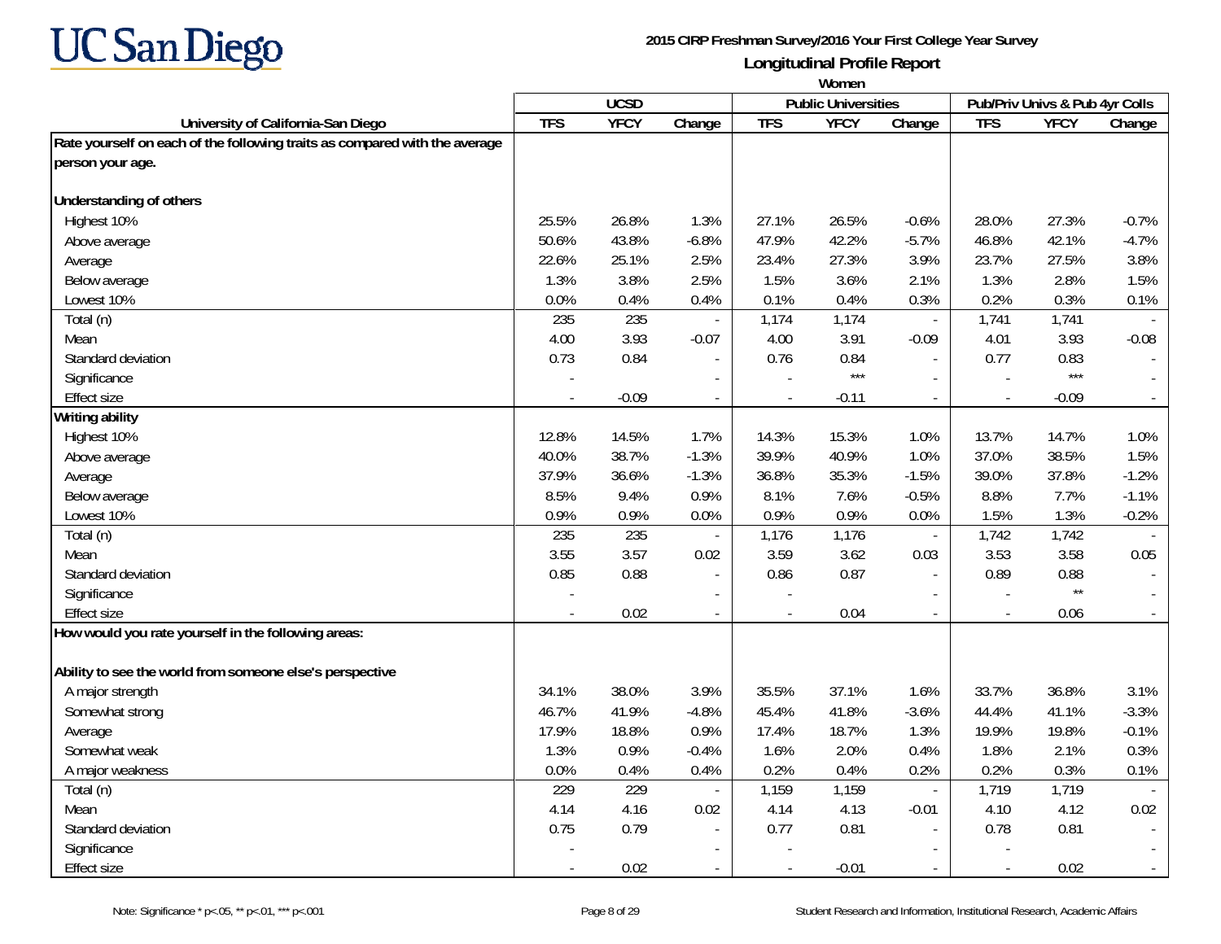UC San Diego

**2015 CIRP Freshman Survey/2016 Your First College Year Survey**

**Longitudinal Profile Report**

**Women**

| | UCSD | | | Public Universities | | | Pub/Priv Univs & Pub 4yr Colls | | |
|---|---|---|---|---|---|---|---|---|---|
| **University of California-San Diego** | **TFS** | **YFCY** | **Change** | **TFS** | **YFCY** | **Change** | **TFS** | **YFCY** | **Change** |
| **Rate yourself on each of the following traits as compared with the average person your age.** | | | | | | | | | |
| **Understanding of others** | | | | | | | | | |
| Highest 10% | 25.5% | 26.8% | 1.3% | 27.1% | 26.5% | -0.6% | 28.0% | 27.3% | -0.7% |
| Above average | 50.6% | 43.8% | -6.8% | 47.9% | 42.2% | -5.7% | 46.8% | 42.1% | -4.7% |
| Average | 22.6% | 25.1% | 2.5% | 23.4% | 27.3% | 3.9% | 23.7% | 27.5% | 3.8% |
| Below average | 1.3% | 3.8% | 2.5% | 1.5% | 3.6% | 2.1% | 1.3% | 2.8% | 1.5% |
| Lowest 10% | 0.0% | 0.4% | 0.4% | 0.1% | 0.4% | 0.3% | 0.2% | 0.3% | 0.1% |
| Total (n) | 235 | 235 | - | 1,174 | 1,174 | - | 1,741 | 1,741 | - |
| Mean | 4.00 | 3.93 | -0.07 | 4.00 | 3.91 | -0.09 | 4.01 | 3.93 | -0.08 |
| Standard deviation | 0.73 | 0.84 | - | 0.76 | 0.84 | - | 0.77 | 0.83 | - |
| Significance | - | | - | - | *** | - | - | *** | - |
| Effect size | - | -0.09 | - | - | -0.11 | - | - | -0.09 | - |
| **Writing ability** | | | | | | | | | |
| Highest 10% | 12.8% | 14.5% | 1.7% | 14.3% | 15.3% | 1.0% | 13.7% | 14.7% | 1.0% |
| Above average | 40.0% | 38.7% | -1.3% | 39.9% | 40.9% | 1.0% | 37.0% | 38.5% | 1.5% |
| Average | 37.9% | 36.6% | -1.3% | 36.8% | 35.3% | -1.5% | 39.0% | 37.8% | -1.2% |
| Below average | 8.5% | 9.4% | 0.9% | 8.1% | 7.6% | -0.5% | 8.8% | 7.7% | -1.1% |
| Lowest 10% | 0.9% | 0.9% | 0.0% | 0.9% | 0.9% | 0.0% | 1.5% | 1.3% | -0.2% |
| Total (n) | 235 | 235 | - | 1,176 | 1,176 | - | 1,742 | 1,742 | - |
| Mean | 3.55 | 3.57 | 0.02 | 3.59 | 3.62 | 0.03 | 3.53 | 3.58 | 0.05 |
| Standard deviation | 0.85 | 0.88 | - | 0.86 | 0.87 | - | 0.89 | 0.88 | - |
| Significance | - | | - | - | | - | - | ** | - |
| Effect size | - | 0.02 | - | - | 0.04 | - | - | 0.06 | - |
| **How would you rate yourself in the following areas:** | | | | | | | | | |
| **Ability to see the world from someone else's perspective** | | | | | | | | | |
| A major strength | 34.1% | 38.0% | 3.9% | 35.5% | 37.1% | 1.6% | 33.7% | 36.8% | 3.1% |
| Somewhat strong | 46.7% | 41.9% | -4.8% | 45.4% | 41.8% | -3.6% | 44.4% | 41.1% | -3.3% |
| Average | 17.9% | 18.8% | 0.9% | 17.4% | 18.7% | 1.3% | 19.9% | 19.8% | -0.1% |
| Somewhat weak | 1.3% | 0.9% | -0.4% | 1.6% | 2.0% | 0.4% | 1.8% | 2.1% | 0.3% |
| A major weakness | 0.0% | 0.4% | 0.4% | 0.2% | 0.4% | 0.2% | 0.2% | 0.3% | 0.1% |
| Total (n) | 229 | 229 | - | 1,159 | 1,159 | - | 1,719 | 1,719 | - |
| Mean | 4.14 | 4.16 | 0.02 | 4.14 | 4.13 | -0.01 | 4.10 | 4.12 | 0.02 |
| Standard deviation | 0.75 | 0.79 | - | 0.77 | 0.81 | - | 0.78 | 0.81 | - |
| Significance | - | | - | - | | - | - | | - |
| Effect size | - | 0.02 | - | - | -0.01 | - | - | 0.02 | - |

Note: Significance * p<.05, ** p<.01, *** p<.001

Student Research and Information, Institutional Research, Academic Affairs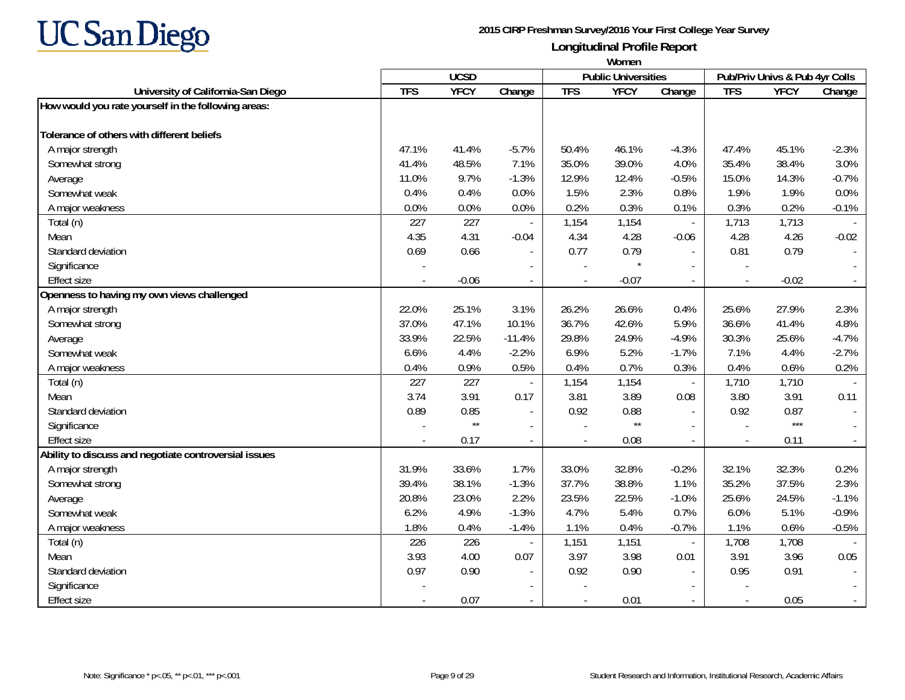**2015 CIRP Freshman Survey/2016 Your First College Year Survey**

**Longitudinal Profile Report**

**Women**

| University of California-San Diego | UCSD | | | Public Universities | | | Pub/Priv Univs & Pub 4yr Colls | | |
|---|---|---|---|---|---|---|---|---|---|
| | TFS | YFCY | Change | TFS | YFCY | Change | TFS | YFCY | Change |
| **How would you rate yourself in the following areas:** | | | | | | | | | |
| **Tolerance of others with different beliefs** | | | | | | | | | |
| A major strength | 47.1% | 41.4% | -5.7% | 50.4% | 46.1% | -4.3% | 47.4% | 45.1% | -2.3% |
| Somewhat strong | 41.4% | 48.5% | 7.1% | 35.0% | 39.0% | 4.0% | 35.4% | 38.4% | 3.0% |
| Average | 11.0% | 9.7% | -1.3% | 12.9% | 12.4% | -0.5% | 15.0% | 14.3% | -0.7% |
| Somewhat weak | 0.4% | 0.4% | 0.0% | 1.5% | 2.3% | 0.8% | 1.9% | 1.9% | 0.0% |
| A major weakness | 0.0% | 0.0% | 0.0% | 0.2% | 0.3% | 0.1% | 0.3% | 0.2% | -0.1% |
| Total (n) | 227 | 227 | - | 1,154 | 1,154 | - | 1,713 | 1,713 | - |
| Mean | 4.35 | 4.31 | -0.04 | 4.34 | 4.28 | -0.06 | 4.28 | 4.26 | -0.02 |
| Standard deviation | 0.69 | 0.66 | - | 0.77 | 0.79 | - | 0.81 | 0.79 | - |
| Significance | - | | - | - | * | - | - | | - |
| Effect size | - | -0.06 | - | - | -0.07 | - | - | -0.02 | - |
| **Openness to having my own views challenged** | | | | | | | | | |
| A major strength | 22.0% | 25.1% | 3.1% | 26.2% | 26.6% | 0.4% | 25.6% | 27.9% | 2.3% |
| Somewhat strong | 37.0% | 47.1% | 10.1% | 36.7% | 42.6% | 5.9% | 36.6% | 41.4% | 4.8% |
| Average | 33.9% | 22.5% | -11.4% | 29.8% | 24.9% | -4.9% | 30.3% | 25.6% | -4.7% |
| Somewhat weak | 6.6% | 4.4% | -2.2% | 6.9% | 5.2% | -1.7% | 7.1% | 4.4% | -2.7% |
| A major weakness | 0.4% | 0.9% | 0.5% | 0.4% | 0.7% | 0.3% | 0.4% | 0.6% | 0.2% |
| Total (n) | 227 | 227 | - | 1,154 | 1,154 | - | 1,710 | 1,710 | - |
| Mean | 3.74 | 3.91 | 0.17 | 3.81 | 3.89 | 0.08 | 3.80 | 3.91 | 0.11 |
| Standard deviation | 0.89 | 0.85 | - | 0.92 | 0.88 | - | 0.92 | 0.87 | - |
| Significance | - | ** | - | - | ** | - | - | *** | - |
| Effect size | - | 0.17 | - | - | 0.08 | - | - | 0.11 | - |
| **Ability to discuss and negotiate controversial issues** | | | | | | | | | |
| A major strength | 31.9% | 33.6% | 1.7% | 33.0% | 32.8% | -0.2% | 32.1% | 32.3% | 0.2% |
| Somewhat strong | 39.4% | 38.1% | -1.3% | 37.7% | 38.8% | 1.1% | 35.2% | 37.5% | 2.3% |
| Average | 20.8% | 23.0% | 2.2% | 23.5% | 22.5% | -1.0% | 25.6% | 24.5% | -1.1% |
| Somewhat weak | 6.2% | 4.9% | -1.3% | 4.7% | 5.4% | 0.7% | 6.0% | 5.1% | -0.9% |
| A major weakness | 1.8% | 0.4% | -1.4% | 1.1% | 0.4% | -0.7% | 1.1% | 0.6% | -0.5% |
| Total (n) | 226 | 226 | - | 1,151 | 1,151 | - | 1,708 | 1,708 | - |
| Mean | 3.93 | 4.00 | 0.07 | 3.97 | 3.98 | 0.01 | 3.91 | 3.96 | 0.05 |
| Standard deviation | 0.97 | 0.90 | - | 0.92 | 0.90 | - | 0.95 | 0.91 | - |
| Significance | - | | - | - | | - | - | | - |
| Effect size | - | 0.07 | - | - | 0.01 | - | - | 0.05 | - |

Note: Significance * p<.05, ** p<.01, *** p<.001

Student Research and Information, Institutional Research, Academic Affairs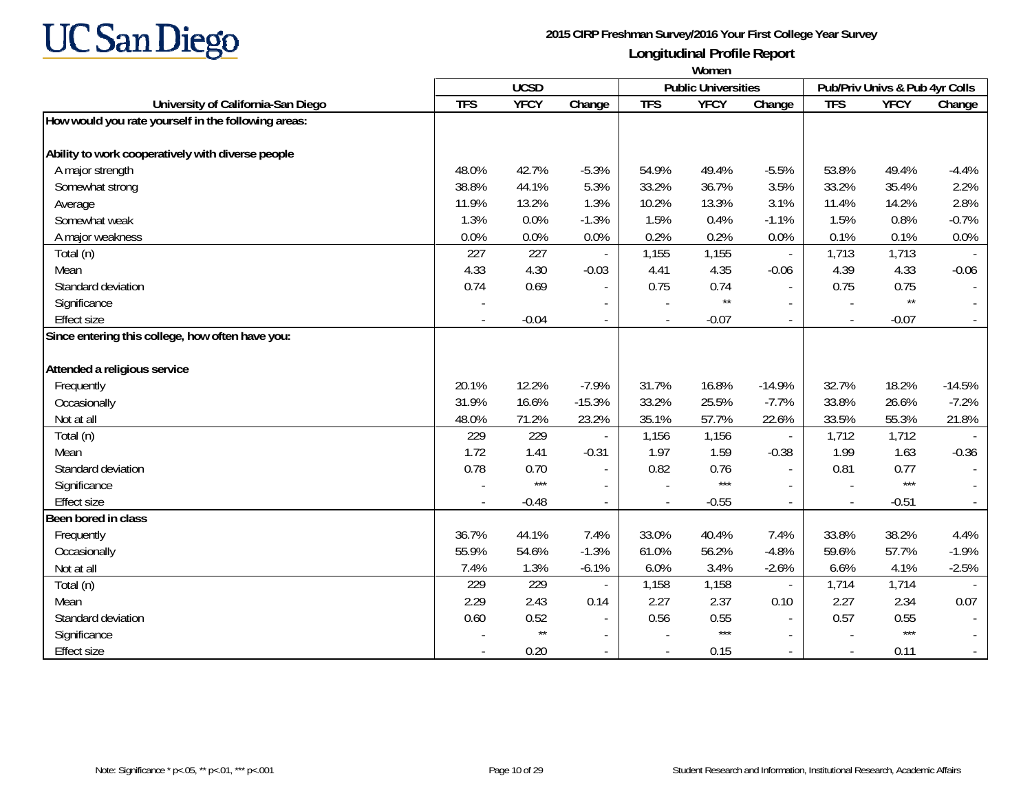UC San Diego

**2015 CIRP Freshman Survey/2016 Your First College Year Survey**

**Longitudinal Profile Report**

**Women**

| | UCSD | | | Public Universities | | | Pub/Priv Univs & Pub 4yr Colls | | |
|---|---|---|---|---|---|---|---|---|---|
| **University of California-San Diego** | **TFS** | **YFCY** | **Change** | **TFS** | **YFCY** | **Change** | **TFS** | **YFCY** | **Change** |
| **How would you rate yourself in the following areas:** | | | | | | | | | |
| **Ability to work cooperatively with diverse people** | | | | | | | | | |
| A major strength | 48.0% | 42.7% | -5.3% | 54.9% | 49.4% | -5.5% | 53.8% | 49.4% | -4.4% |
| Somewhat strong | 38.8% | 44.1% | 5.3% | 33.2% | 36.7% | 3.5% | 33.2% | 35.4% | 2.2% |
| Average | 11.9% | 13.2% | 1.3% | 10.2% | 13.3% | 3.1% | 11.4% | 14.2% | 2.8% |
| Somewhat weak | 1.3% | 0.0% | -1.3% | 1.5% | 0.4% | -1.1% | 1.5% | 0.8% | -0.7% |
| A major weakness | 0.0% | 0.0% | 0.0% | 0.2% | 0.2% | 0.0% | 0.1% | 0.1% | 0.0% |
| Total (n) | 227 | 227 | - | 1,155 | 1,155 | - | 1,713 | 1,713 | - |
| Mean | 4.33 | 4.30 | -0.03 | 4.41 | 4.35 | -0.06 | 4.39 | 4.33 | -0.06 |
| Standard deviation | 0.74 | 0.69 | - | 0.75 | 0.74 | - | 0.75 | 0.75 | - |
| Significance | - | | - | - | ** | - | - | ** | - |
| Effect size | - | -0.04 | - | - | -0.07 | - | - | -0.07 | - |
| **Since entering this college, how often have you:** | | | | | | | | | |
| **Attended a religious service** | | | | | | | | | |
| Frequently | 20.1% | 12.2% | -7.9% | 31.7% | 16.8% | -14.9% | 32.7% | 18.2% | -14.5% |
| Occasionally | 31.9% | 16.6% | -15.3% | 33.2% | 25.5% | -7.7% | 33.8% | 26.6% | -7.2% |
| Not at all | 48.0% | 71.2% | 23.2% | 35.1% | 57.7% | 22.6% | 33.5% | 55.3% | 21.8% |
| Total (n) | 229 | 229 | - | 1,156 | 1,156 | - | 1,712 | 1,712 | - |
| Mean | 1.72 | 1.41 | -0.31 | 1.97 | 1.59 | -0.38 | 1.99 | 1.63 | -0.36 |
| Standard deviation | 0.78 | 0.70 | - | 0.82 | 0.76 | - | 0.81 | 0.77 | - |
| Significance | - | *** | - | - | *** | - | - | *** | - |
| Effect size | - | -0.48 | - | - | -0.55 | - | - | -0.51 | - |
| **Been bored in class** | | | | | | | | | |
| Frequently | 36.7% | 44.1% | 7.4% | 33.0% | 40.4% | 7.4% | 33.8% | 38.2% | 4.4% |
| Occasionally | 55.9% | 54.6% | -1.3% | 61.0% | 56.2% | -4.8% | 59.6% | 57.7% | -1.9% |
| Not at all | 7.4% | 1.3% | -6.1% | 6.0% | 3.4% | -2.6% | 6.6% | 4.1% | -2.5% |
| Total (n) | 229 | 229 | - | 1,158 | 1,158 | - | 1,714 | 1,714 | - |
| Mean | 2.29 | 2.43 | 0.14 | 2.27 | 2.37 | 0.10 | 2.27 | 2.34 | 0.07 |
| Standard deviation | 0.60 | 0.52 | - | 0.56 | 0.55 | - | 0.57 | 0.55 | - |
| Significance | - | ** | - | - | *** | - | - | *** | - |
| Effect size | - | 0.20 | - | - | 0.15 | - | - | 0.11 | - |

Note: Significance * p<.05, ** p<.01, *** p<.001

Student Research and Information, Institutional Research, Academic Affairs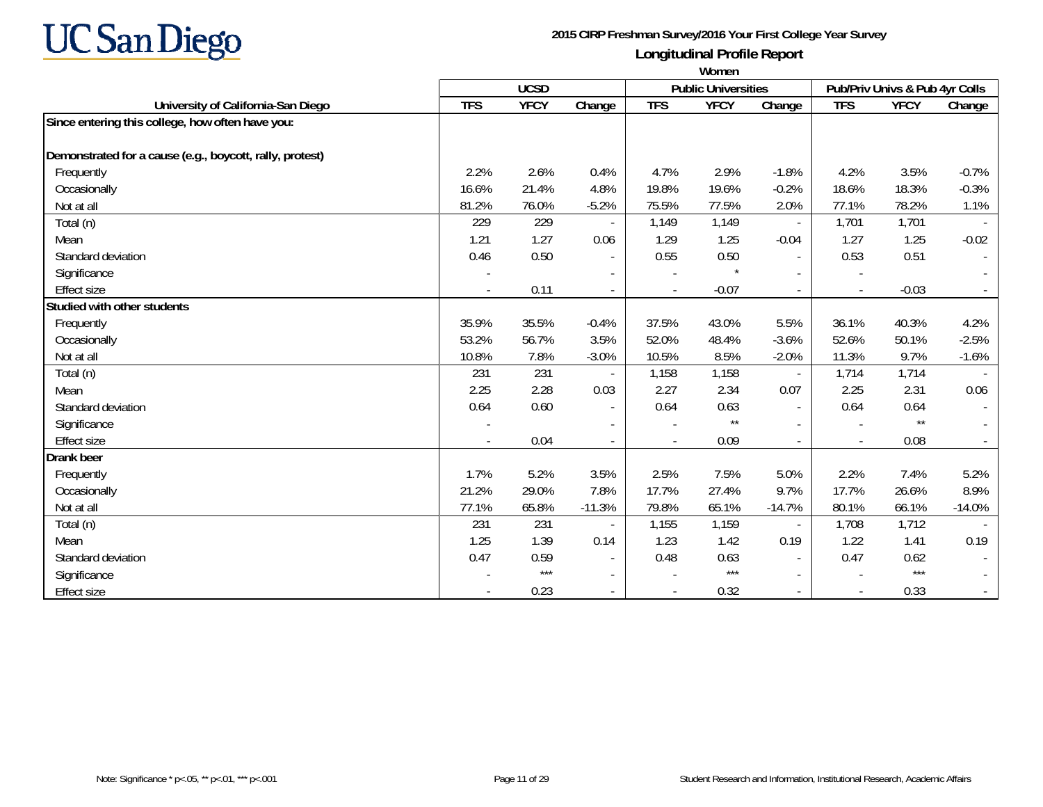UC San Diego

**2015 CIRP Freshman Survey/2016 Your First College Year Survey**

**Longitudinal Profile Report**

**Women**

| University of California-San Diego | UCSD | | | Public Universities | | | Pub/Priv Univs & Pub 4yr Colls | | |
|---|---|---|---|---|---|---|---|---|---|
| | TFS | YFCY | Change | TFS | YFCY | Change | TFS | YFCY | Change |
| **Since entering this college, how often have you:** | | | | | | | | | |
| **Demonstrated for a cause (e.g., boycott, rally, protest)** | | | | | | | | | |
| Frequently | 2.2% | 2.6% | 0.4% | 4.7% | 2.9% | -1.8% | 4.2% | 3.5% | -0.7% |
| Occasionally | 16.6% | 21.4% | 4.8% | 19.8% | 19.6% | -0.2% | 18.6% | 18.3% | -0.3% |
| Not at all | 81.2% | 76.0% | -5.2% | 75.5% | 77.5% | 2.0% | 77.1% | 78.2% | 1.1% |
| Total (n) | 229 | 229 | - | 1,149 | 1,149 | - | 1,701 | 1,701 | - |
| Mean | 1.21 | 1.27 | 0.06 | 1.29 | 1.25 | -0.04 | 1.27 | 1.25 | -0.02 |
| Standard deviation | 0.46 | 0.50 | - | 0.55 | 0.50 | - | 0.53 | 0.51 | - |
| Significance | - | | - | - | * | - | - | | - |
| Effect size | - | 0.11 | - | - | -0.07 | - | - | -0.03 | - |
| **Studied with other students** | | | | | | | | | |
| Frequently | 35.9% | 35.5% | -0.4% | 37.5% | 43.0% | 5.5% | 36.1% | 40.3% | 4.2% |
| Occasionally | 53.2% | 56.7% | 3.5% | 52.0% | 48.4% | -3.6% | 52.6% | 50.1% | -2.5% |
| Not at all | 10.8% | 7.8% | -3.0% | 10.5% | 8.5% | -2.0% | 11.3% | 9.7% | -1.6% |
| Total (n) | 231 | 231 | - | 1,158 | 1,158 | - | 1,714 | 1,714 | - |
| Mean | 2.25 | 2.28 | 0.03 | 2.27 | 2.34 | 0.07 | 2.25 | 2.31 | 0.06 |
| Standard deviation | 0.64 | 0.60 | - | 0.64 | 0.63 | - | 0.64 | 0.64 | - |
| Significance | - | | - | - | ** | - | - | ** | - |
| Effect size | - | 0.04 | - | - | 0.09 | - | - | 0.08 | - |
| **Drank beer** | | | | | | | | | |
| Frequently | 1.7% | 5.2% | 3.5% | 2.5% | 7.5% | 5.0% | 2.2% | 7.4% | 5.2% |
| Occasionally | 21.2% | 29.0% | 7.8% | 17.7% | 27.4% | 9.7% | 17.7% | 26.6% | 8.9% |
| Not at all | 77.1% | 65.8% | -11.3% | 79.8% | 65.1% | -14.7% | 80.1% | 66.1% | -14.0% |
| Total (n) | 231 | 231 | - | 1,155 | 1,159 | - | 1,708 | 1,712 | - |
| Mean | 1.25 | 1.39 | 0.14 | 1.23 | 1.42 | 0.19 | 1.22 | 1.41 | 0.19 |
| Standard deviation | 0.47 | 0.59 | - | 0.48 | 0.63 | - | 0.47 | 0.62 | - |
| Significance | - | *** | - | - | *** | - | - | *** | - |
| Effect size | - | 0.23 | - | - | 0.32 | - | - | 0.33 | - |

Note: Significance * p<.05, ** p<.01, *** p<.001

Student Research and Information, Institutional Research, Academic Affairs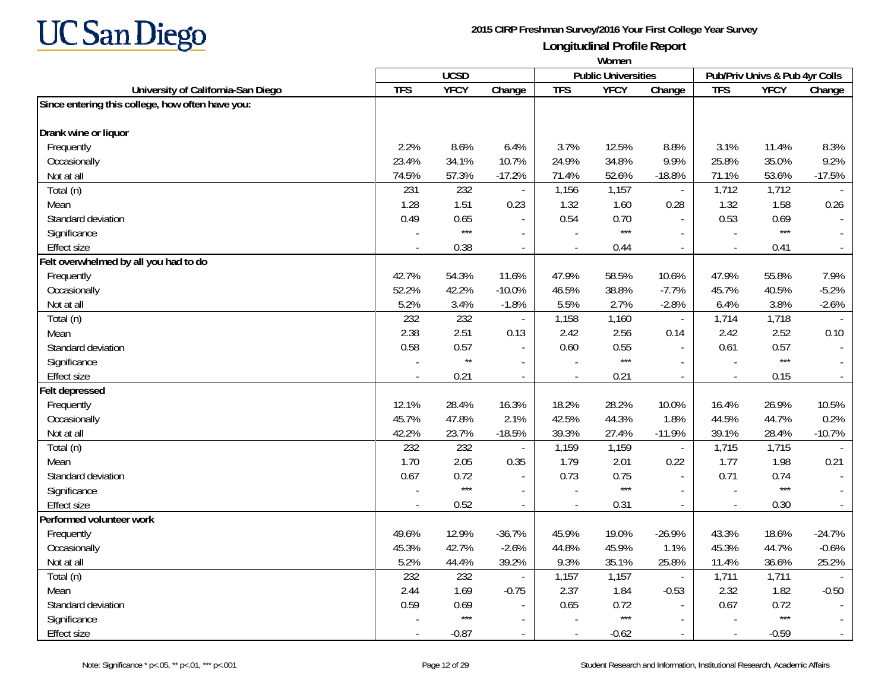# UC San Diego

**2015 CIRP Freshman Survey/2016 Your First College Year Survey**

**Longitudinal Profile Report**

**Women**

| University of California-San Diego | UCSD | | | Public Universities | | | Pub/Priv Univs & Pub 4yr Colls | | |
|---|---|---|---|---|---|---|---|---|---|
| | TFS | YFCY | Change | TFS | YFCY | Change | TFS | YFCY | Change |
| **Since entering this college, how often have you:** | | | | | | | | | |
| **Drank wine or liquor** | | | | | | | | | |
| Frequently | 2.2% | 8.6% | 6.4% | 3.7% | 12.5% | 8.8% | 3.1% | 11.4% | 8.3% |
| Occasionally | 23.4% | 34.1% | 10.7% | 24.9% | 34.8% | 9.9% | 25.8% | 35.0% | 9.2% |
| Not at all | 74.5% | 57.3% | -17.2% | 71.4% | 52.6% | -18.8% | 71.1% | 53.6% | -17.5% |
| Total (n) | 231 | 232 | - | 1,156 | 1,157 | - | 1,712 | 1,712 | - |
| Mean | 1.28 | 1.51 | 0.23 | 1.32 | 1.60 | 0.28 | 1.32 | 1.58 | 0.26 |
| Standard deviation | 0.49 | 0.65 | - | 0.54 | 0.70 | - | 0.53 | 0.69 | - |
| Significance | - | *** | - | - | *** | - | - | *** | - |
| Effect size | - | 0.38 | - | - | 0.44 | - | - | 0.41 | - |
| **Felt overwhelmed by all you had to do** | | | | | | | | | |
| Frequently | 42.7% | 54.3% | 11.6% | 47.9% | 58.5% | 10.6% | 47.9% | 55.8% | 7.9% |
| Occasionally | 52.2% | 42.2% | -10.0% | 46.5% | 38.8% | -7.7% | 45.7% | 40.5% | -5.2% |
| Not at all | 5.2% | 3.4% | -1.8% | 5.5% | 2.7% | -2.8% | 6.4% | 3.8% | -2.6% |
| Total (n) | 232 | 232 | - | 1,158 | 1,160 | - | 1,714 | 1,718 | - |
| Mean | 2.38 | 2.51 | 0.13 | 2.42 | 2.56 | 0.14 | 2.42 | 2.52 | 0.10 |
| Standard deviation | 0.58 | 0.57 | - | 0.60 | 0.55 | - | 0.61 | 0.57 | - |
| Significance | - | ** | - | - | *** | - | - | *** | - |
| Effect size | - | 0.21 | - | - | 0.21 | - | - | 0.15 | - |
| **Felt depressed** | | | | | | | | | |
| Frequently | 12.1% | 28.4% | 16.3% | 18.2% | 28.2% | 10.0% | 16.4% | 26.9% | 10.5% |
| Occasionally | 45.7% | 47.8% | 2.1% | 42.5% | 44.3% | 1.8% | 44.5% | 44.7% | 0.2% |
| Not at all | 42.2% | 23.7% | -18.5% | 39.3% | 27.4% | -11.9% | 39.1% | 28.4% | -10.7% |
| Total (n) | 232 | 232 | - | 1,159 | 1,159 | - | 1,715 | 1,715 | - |
| Mean | 1.70 | 2.05 | 0.35 | 1.79 | 2.01 | 0.22 | 1.77 | 1.98 | 0.21 |
| Standard deviation | 0.67 | 0.72 | - | 0.73 | 0.75 | - | 0.71 | 0.74 | - |
| Significance | - | *** | - | - | *** | - | - | *** | - |
| Effect size | - | 0.52 | - | - | 0.31 | - | - | 0.30 | - |
| **Performed volunteer work** | | | | | | | | | |
| Frequently | 49.6% | 12.9% | -36.7% | 45.9% | 19.0% | -26.9% | 43.3% | 18.6% | -24.7% |
| Occasionally | 45.3% | 42.7% | -2.6% | 44.8% | 45.9% | 1.1% | 45.3% | 44.7% | -0.6% |
| Not at all | 5.2% | 44.4% | 39.2% | 9.3% | 35.1% | 25.8% | 11.4% | 36.6% | 25.2% |
| Total (n) | 232 | 232 | - | 1,157 | 1,157 | - | 1,711 | 1,711 | - |
| Mean | 2.44 | 1.69 | -0.75 | 2.37 | 1.84 | -0.53 | 2.32 | 1.82 | -0.50 |
| Standard deviation | 0.59 | 0.69 | - | 0.65 | 0.72 | - | 0.67 | 0.72 | - |
| Significance | - | *** | - | - | *** | - | - | *** | - |
| Effect size | - | -0.87 | - | - | -0.62 | - | - | -0.59 | - |

Note: Significance * p<.05, ** p<.01, *** p<.001

Student Research and Information, Institutional Research, Academic Affairs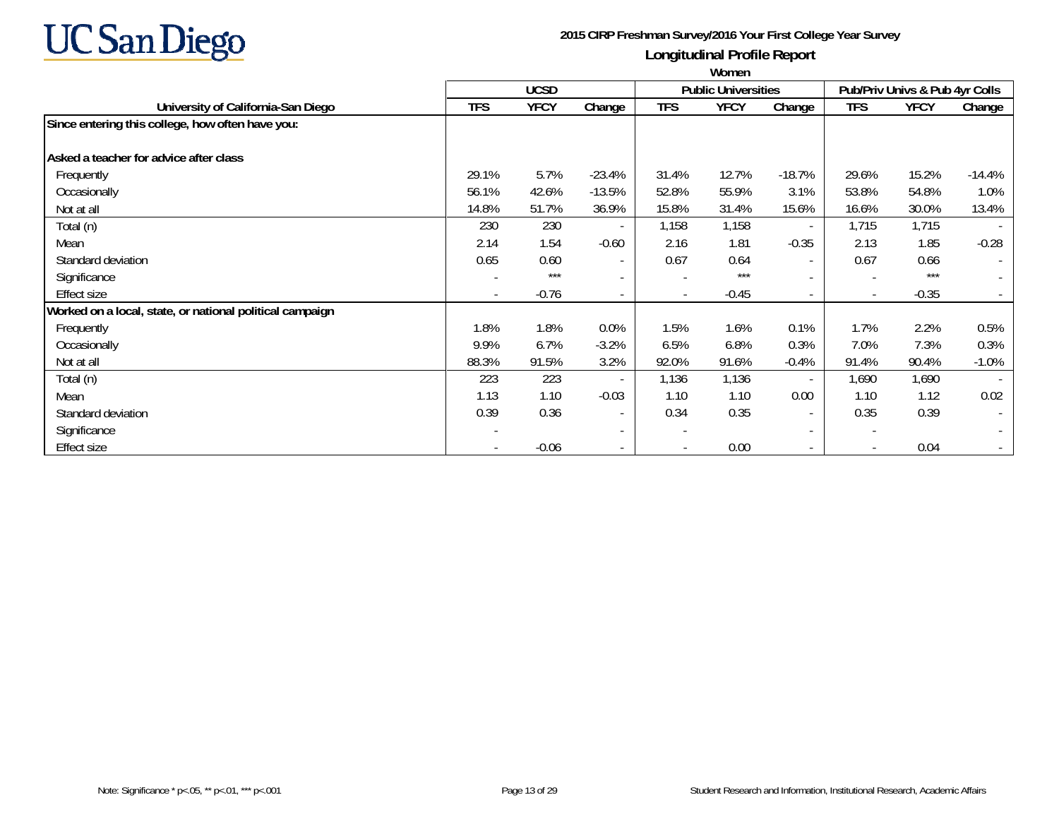# UC San Diego

**2015 CIRP Freshman Survey/2016 Your First College Year Survey**

**Longitudinal Profile Report**

**Women**

| University of California-San Diego | UCSD | | | Public Universities | | | Pub/Priv Univs & Pub 4yr Colls | | |
|---|---|---|---|---|---|---|---|---|---|
| | TFS | YFCY | Change | TFS | YFCY | Change | TFS | YFCY | Change |
| **Since entering this college, how often have you:** | | | | | | | | | |
| **Asked a teacher for advice after class** | | | | | | | | | |
| Frequently | 29.1% | 5.7% | -23.4% | 31.4% | 12.7% | -18.7% | 29.6% | 15.2% | -14.4% |
| Occasionally | 56.1% | 42.6% | -13.5% | 52.8% | 55.9% | 3.1% | 53.8% | 54.8% | 1.0% |
| Not at all | 14.8% | 51.7% | 36.9% | 15.8% | 31.4% | 15.6% | 16.6% | 30.0% | 13.4% |
| Total (n) | 230 | 230 | - | 1,158 | 1,158 | - | 1,715 | 1,715 | - |
| Mean | 2.14 | 1.54 | -0.60 | 2.16 | 1.81 | -0.35 | 2.13 | 1.85 | -0.28 |
| Standard deviation | 0.65 | 0.60 | - | 0.67 | 0.64 | - | 0.67 | 0.66 | - |
| Significance | - | *** | - | - | *** | - | - | *** | - |
| Effect size | - | -0.76 | - | - | -0.45 | - | - | -0.35 | - |
| **Worked on a local, state, or national political campaign** | | | | | | | | | |
| Frequently | 1.8% | 1.8% | 0.0% | 1.5% | 1.6% | 0.1% | 1.7% | 2.2% | 0.5% |
| Occasionally | 9.9% | 6.7% | -3.2% | 6.5% | 6.8% | 0.3% | 7.0% | 7.3% | 0.3% |
| Not at all | 88.3% | 91.5% | 3.2% | 92.0% | 91.6% | -0.4% | 91.4% | 90.4% | -1.0% |
| Total (n) | 223 | 223 | - | 1,136 | 1,136 | - | 1,690 | 1,690 | - |
| Mean | 1.13 | 1.10 | -0.03 | 1.10 | 1.10 | 0.00 | 1.10 | 1.12 | 0.02 |
| Standard deviation | 0.39 | 0.36 | - | 0.34 | 0.35 | - | 0.35 | 0.39 | - |
| Significance | - | | - | - | | - | - | | - |
| Effect size | - | -0.06 | - | - | 0.00 | - | - | 0.04 | - |

Note: Significance * p<.05, ** p<.01, *** p<.001

Student Research and Information, Institutional Research, Academic Affairs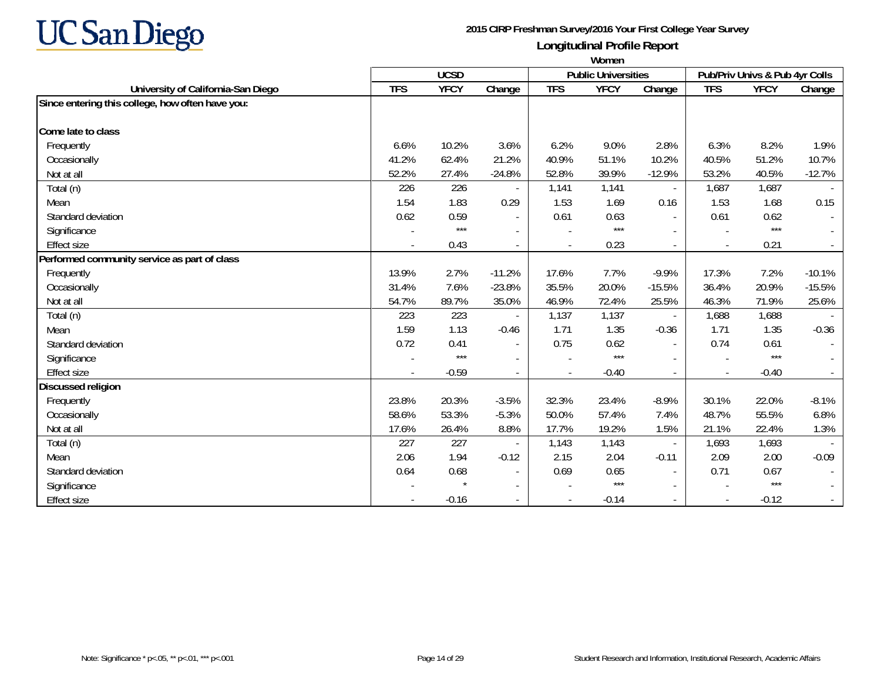# UC San Diego

**2015 CIRP Freshman Survey/2016 Your First College Year Survey**

**Longitudinal Profile Report**

**Women**

| University of California-San Diego | UCSD | | | Public Universities | | | Pub/Priv Univs & Pub 4yr Colls | | |
|---|---|---|---|---|---|---|---|---|---|
| | TFS | YFCY | Change | TFS | YFCY | Change | TFS | YFCY | Change |
| **Since entering this college, how often have you:** | | | | | | | | | |
| **Come late to class** | | | | | | | | | |
| Frequently | 6.6% | 10.2% | 3.6% | 6.2% | 9.0% | 2.8% | 6.3% | 8.2% | 1.9% |
| Occasionally | 41.2% | 62.4% | 21.2% | 40.9% | 51.1% | 10.2% | 40.5% | 51.2% | 10.7% |
| Not at all | 52.2% | 27.4% | -24.8% | 52.8% | 39.9% | -12.9% | 53.2% | 40.5% | -12.7% |
| Total (n) | 226 | 226 | - | 1,141 | 1,141 | - | 1,687 | 1,687 | - |
| Mean | 1.54 | 1.83 | 0.29 | 1.53 | 1.69 | 0.16 | 1.53 | 1.68 | 0.15 |
| Standard deviation | 0.62 | 0.59 | - | 0.61 | 0.63 | - | 0.61 | 0.62 | - |
| Significance | - | *** | - | - | *** | - | - | *** | - |
| Effect size | - | 0.43 | - | - | 0.23 | - | - | 0.21 | - |
| **Performed community service as part of class** | | | | | | | | | |
| Frequently | 13.9% | 2.7% | -11.2% | 17.6% | 7.7% | -9.9% | 17.3% | 7.2% | -10.1% |
| Occasionally | 31.4% | 7.6% | -23.8% | 35.5% | 20.0% | -15.5% | 36.4% | 20.9% | -15.5% |
| Not at all | 54.7% | 89.7% | 35.0% | 46.9% | 72.4% | 25.5% | 46.3% | 71.9% | 25.6% |
| Total (n) | 223 | 223 | - | 1,137 | 1,137 | - | 1,688 | 1,688 | - |
| Mean | 1.59 | 1.13 | -0.46 | 1.71 | 1.35 | -0.36 | 1.71 | 1.35 | -0.36 |
| Standard deviation | 0.72 | 0.41 | - | 0.75 | 0.62 | - | 0.74 | 0.61 | - |
| Significance | - | *** | - | - | *** | - | - | *** | - |
| Effect size | - | -0.59 | - | - | -0.40 | - | - | -0.40 | - |
| **Discussed religion** | | | | | | | | | |
| Frequently | 23.8% | 20.3% | -3.5% | 32.3% | 23.4% | -8.9% | 30.1% | 22.0% | -8.1% |
| Occasionally | 58.6% | 53.3% | -5.3% | 50.0% | 57.4% | 7.4% | 48.7% | 55.5% | 6.8% |
| Not at all | 17.6% | 26.4% | 8.8% | 17.7% | 19.2% | 1.5% | 21.1% | 22.4% | 1.3% |
| Total (n) | 227 | 227 | - | 1,143 | 1,143 | - | 1,693 | 1,693 | - |
| Mean | 2.06 | 1.94 | -0.12 | 2.15 | 2.04 | -0.11 | 2.09 | 2.00 | -0.09 |
| Standard deviation | 0.64 | 0.68 | - | 0.69 | 0.65 | - | 0.71 | 0.67 | - |
| Significance | - | * | - | - | *** | - | - | *** | - |
| Effect size | - | -0.16 | - | - | -0.14 | - | - | -0.12 | - |

Note: Significance * p<.05, ** p<.01, *** p<.001

Student Research and Information, Institutional Research, Academic Affairs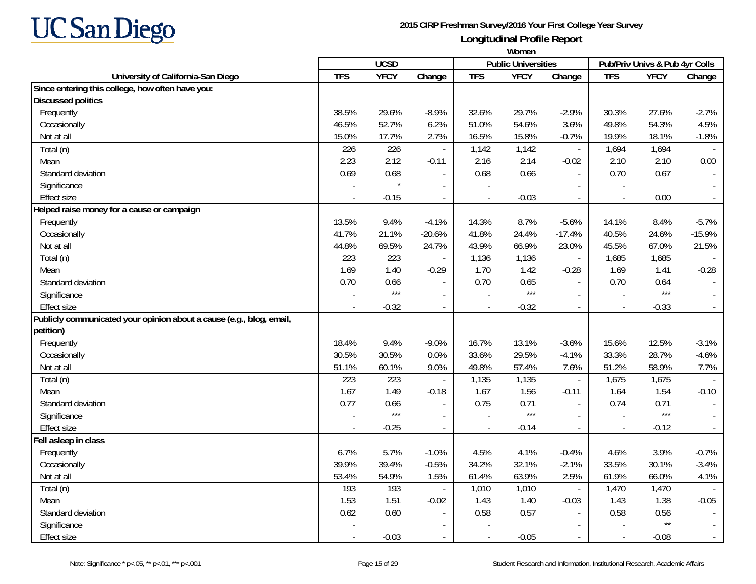**2015 CIRP Freshman Survey/2016 Your First College Year Survey**

**Longitudinal Profile Report**

**Women**

| University of California-San Diego | UCSD | | | Public Universities | | | Pub/Priv Univs & Pub 4yr Colls | | |
|---|---|---|---|---|---|---|---|---|---|
| | TFS | YFCY | Change | TFS | YFCY | Change | TFS | YFCY | Change |
| **Since entering this college, how often have you:** | | | | | | | | | |
| **Discussed politics** | | | | | | | | | |
| Frequently | 38.5% | 29.6% | -8.9% | 32.6% | 29.7% | -2.9% | 30.3% | 27.6% | -2.7% |
| Occasionally | 46.5% | 52.7% | 6.2% | 51.0% | 54.6% | 3.6% | 49.8% | 54.3% | 4.5% |
| Not at all | 15.0% | 17.7% | 2.7% | 16.5% | 15.8% | -0.7% | 19.9% | 18.1% | -1.8% |
| Total (n) | 226 | 226 | - | 1,142 | 1,142 | - | 1,694 | 1,694 | - |
| Mean | 2.23 | 2.12 | -0.11 | 2.16 | 2.14 | -0.02 | 2.10 | 2.10 | 0.00 |
| Standard deviation | 0.69 | 0.68 | - | 0.68 | 0.66 | - | 0.70 | 0.67 | - |
| Significance | - | * | - | - | | - | - | | - |
| Effect size | - | -0.15 | - | - | -0.03 | - | - | 0.00 | - |
| **Helped raise money for a cause or campaign** | | | | | | | | | |
| Frequently | 13.5% | 9.4% | -4.1% | 14.3% | 8.7% | -5.6% | 14.1% | 8.4% | -5.7% |
| Occasionally | 41.7% | 21.1% | -20.6% | 41.8% | 24.4% | -17.4% | 40.5% | 24.6% | -15.9% |
| Not at all | 44.8% | 69.5% | 24.7% | 43.9% | 66.9% | 23.0% | 45.5% | 67.0% | 21.5% |
| Total (n) | 223 | 223 | - | 1,136 | 1,136 | - | 1,685 | 1,685 | - |
| Mean | 1.69 | 1.40 | -0.29 | 1.70 | 1.42 | -0.28 | 1.69 | 1.41 | -0.28 |
| Standard deviation | 0.70 | 0.66 | - | 0.70 | 0.65 | - | 0.70 | 0.64 | - |
| Significance | - | *** | - | - | *** | - | - | *** | - |
| Effect size | - | -0.32 | - | - | -0.32 | - | - | -0.33 | - |
| **Publicly communicated your opinion about a cause (e.g., blog, email, petition)** | | | | | | | | | |
| Frequently | 18.4% | 9.4% | -9.0% | 16.7% | 13.1% | -3.6% | 15.6% | 12.5% | -3.1% |
| Occasionally | 30.5% | 30.5% | 0.0% | 33.6% | 29.5% | -4.1% | 33.3% | 28.7% | -4.6% |
| Not at all | 51.1% | 60.1% | 9.0% | 49.8% | 57.4% | 7.6% | 51.2% | 58.9% | 7.7% |
| Total (n) | 223 | 223 | - | 1,135 | 1,135 | - | 1,675 | 1,675 | - |
| Mean | 1.67 | 1.49 | -0.18 | 1.67 | 1.56 | -0.11 | 1.64 | 1.54 | -0.10 |
| Standard deviation | 0.77 | 0.66 | - | 0.75 | 0.71 | - | 0.74 | 0.71 | - |
| Significance | - | *** | - | - | *** | - | - | *** | - |
| Effect size | - | -0.25 | - | - | -0.14 | - | - | -0.12 | - |
| **Fell asleep in class** | | | | | | | | | |
| Frequently | 6.7% | 5.7% | -1.0% | 4.5% | 4.1% | -0.4% | 4.6% | 3.9% | -0.7% |
| Occasionally | 39.9% | 39.4% | -0.5% | 34.2% | 32.1% | -2.1% | 33.5% | 30.1% | -3.4% |
| Not at all | 53.4% | 54.9% | 1.5% | 61.4% | 63.9% | 2.5% | 61.9% | 66.0% | 4.1% |
| Total (n) | 193 | 193 | - | 1,010 | 1,010 | - | 1,470 | 1,470 | - |
| Mean | 1.53 | 1.51 | -0.02 | 1.43 | 1.40 | -0.03 | 1.43 | 1.38 | -0.05 |
| Standard deviation | 0.62 | 0.60 | - | 0.58 | 0.57 | - | 0.58 | 0.56 | - |
| Significance | - | | - | - | | - | - | ** | - |
| Effect size | - | -0.03 | - | - | -0.05 | - | - | -0.08 | - |

Note: Significance * p<.05, ** p<.01, *** p<.001

Student Research and Information, Institutional Research, Academic Affairs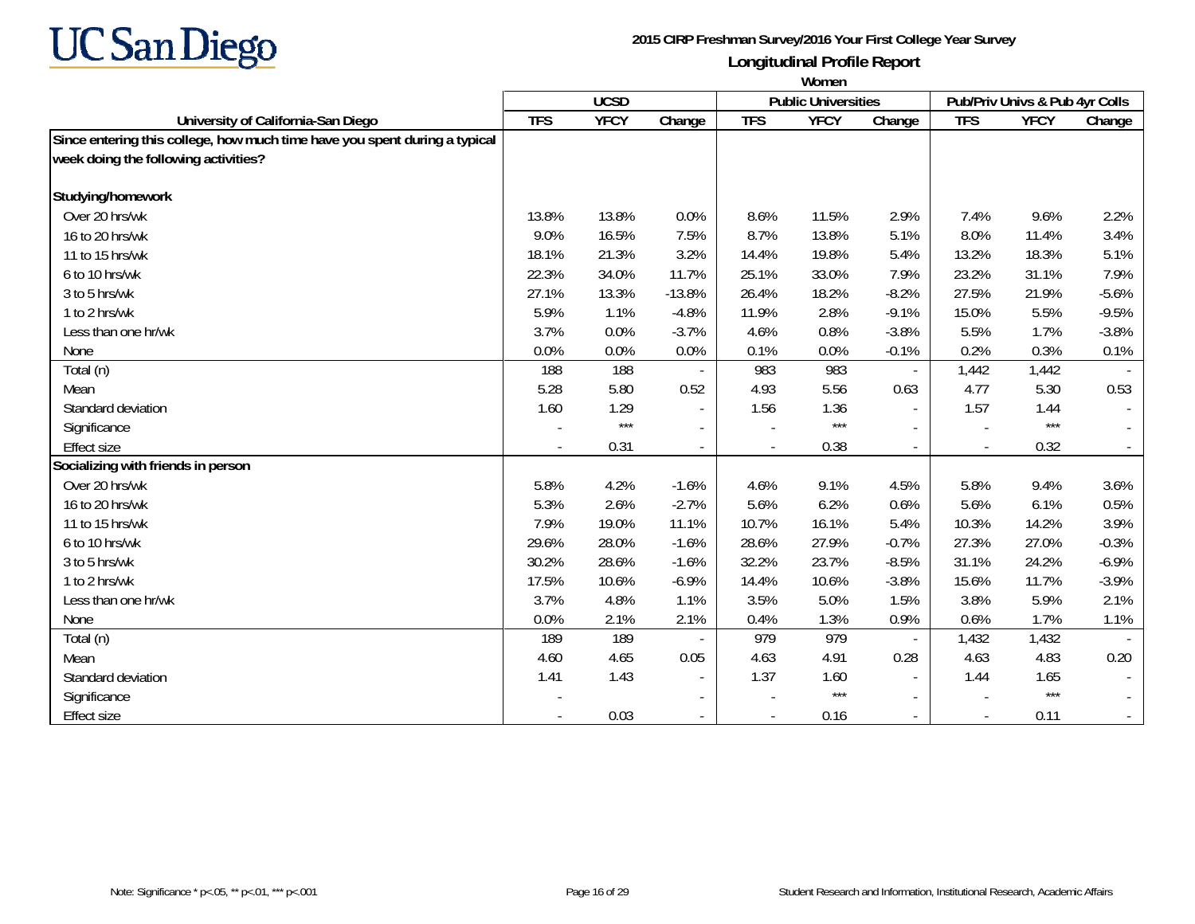**2015 CIRP Freshman Survey/2016 Your First College Year Survey**

**Longitudinal Profile Report**

**Women**

| University of California-San Diego | UCSD | | | Public Universities | | | Pub/Priv Univs & Pub 4yr Colls | | |
|---|---|---|---|---|---|---|---|---|---|
| | TFS | YFCY | Change | TFS | YFCY | Change | TFS | YFCY | Change |
| **Since entering this college, how much time have you spent during a typical week doing the following activities?** | | | | | | | | | |
| **Studying/homework** | | | | | | | | | |
| Over 20 hrs/wk | 13.8% | 13.8% | 0.0% | 8.6% | 11.5% | 2.9% | 7.4% | 9.6% | 2.2% |
| 16 to 20 hrs/wk | 9.0% | 16.5% | 7.5% | 8.7% | 13.8% | 5.1% | 8.0% | 11.4% | 3.4% |
| 11 to 15 hrs/wk | 18.1% | 21.3% | 3.2% | 14.4% | 19.8% | 5.4% | 13.2% | 18.3% | 5.1% |
| 6 to 10 hrs/wk | 22.3% | 34.0% | 11.7% | 25.1% | 33.0% | 7.9% | 23.2% | 31.1% | 7.9% |
| 3 to 5 hrs/wk | 27.1% | 13.3% | -13.8% | 26.4% | 18.2% | -8.2% | 27.5% | 21.9% | -5.6% |
| 1 to 2 hrs/wk | 5.9% | 1.1% | -4.8% | 11.9% | 2.8% | -9.1% | 15.0% | 5.5% | -9.5% |
| Less than one hr/wk | 3.7% | 0.0% | -3.7% | 4.6% | 0.8% | -3.8% | 5.5% | 1.7% | -3.8% |
| None | 0.0% | 0.0% | 0.0% | 0.1% | 0.0% | -0.1% | 0.2% | 0.3% | 0.1% |
| Total (n) | 188 | 188 | - | 983 | 983 | - | 1,442 | 1,442 | - |
| Mean | 5.28 | 5.80 | 0.52 | 4.93 | 5.56 | 0.63 | 4.77 | 5.30 | 0.53 |
| Standard deviation | 1.60 | 1.29 | - | 1.56 | 1.36 | - | 1.57 | 1.44 | - |
| Significance | - | *** | - | - | *** | - | - | *** | - |
| Effect size | - | 0.31 | - | - | 0.38 | - | - | 0.32 | - |
| **Socializing with friends in person** | | | | | | | | | |
| Over 20 hrs/wk | 5.8% | 4.2% | -1.6% | 4.6% | 9.1% | 4.5% | 5.8% | 9.4% | 3.6% |
| 16 to 20 hrs/wk | 5.3% | 2.6% | -2.7% | 5.6% | 6.2% | 0.6% | 5.6% | 6.1% | 0.5% |
| 11 to 15 hrs/wk | 7.9% | 19.0% | 11.1% | 10.7% | 16.1% | 5.4% | 10.3% | 14.2% | 3.9% |
| 6 to 10 hrs/wk | 29.6% | 28.0% | -1.6% | 28.6% | 27.9% | -0.7% | 27.3% | 27.0% | -0.3% |
| 3 to 5 hrs/wk | 30.2% | 28.6% | -1.6% | 32.2% | 23.7% | -8.5% | 31.1% | 24.2% | -6.9% |
| 1 to 2 hrs/wk | 17.5% | 10.6% | -6.9% | 14.4% | 10.6% | -3.8% | 15.6% | 11.7% | -3.9% |
| Less than one hr/wk | 3.7% | 4.8% | 1.1% | 3.5% | 5.0% | 1.5% | 3.8% | 5.9% | 2.1% |
| None | 0.0% | 2.1% | 2.1% | 0.4% | 1.3% | 0.9% | 0.6% | 1.7% | 1.1% |
| Total (n) | 189 | 189 | - | 979 | 979 | - | 1,432 | 1,432 | - |
| Mean | 4.60 | 4.65 | 0.05 | 4.63 | 4.91 | 0.28 | 4.63 | 4.83 | 0.20 |
| Standard deviation | 1.41 | 1.43 | - | 1.37 | 1.60 | - | 1.44 | 1.65 | - |
| Significance | - | | - | - | *** | - | - | *** | - |
| Effect size | - | 0.03 | - | - | 0.16 | - | - | 0.11 | - |

Note: Significance * p<.05, ** p<.01, *** p<.001

Student Research and Information, Institutional Research, Academic Affairs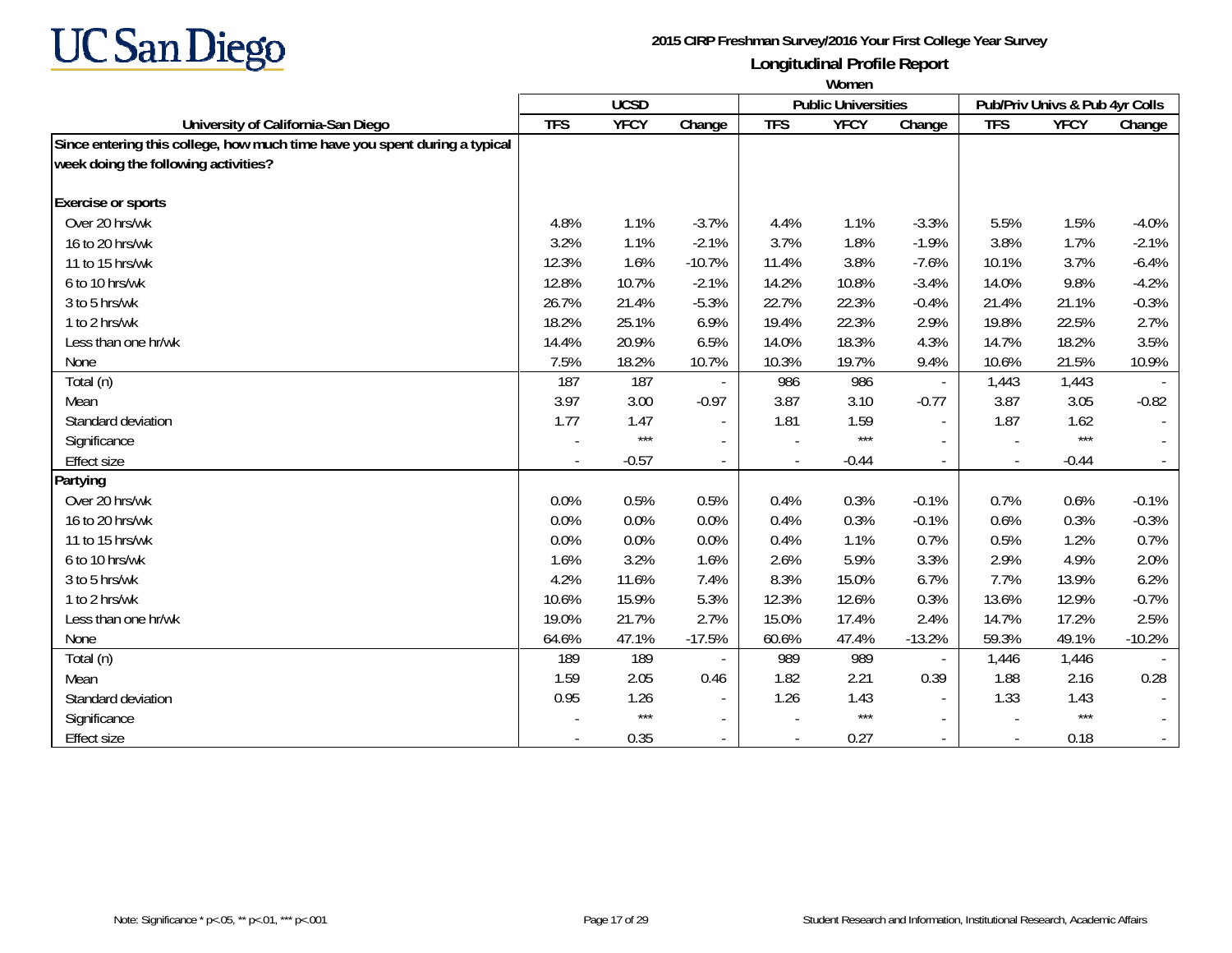UC San Diego

**2015 CIRP Freshman Survey/2016 Your First College Year Survey**

**Longitudinal Profile Report**

**Women**

| University of California-San Diego | UCSD | | | Public Universities | | | Pub/Priv Univs & Pub 4yr Colls | | |
|---|---|---|---|---|---|---|---|---|---|
| | TFS | YFCY | Change | TFS | YFCY | Change | TFS | YFCY | Change |
| **Since entering this college, how much time have you spent during a typical week doing the following activities?** | | | | | | | | | |
| **Exercise or sports** | | | | | | | | | |
| Over 20 hrs/wk | 4.8% | 1.1% | -3.7% | 4.4% | 1.1% | -3.3% | 5.5% | 1.5% | -4.0% |
| 16 to 20 hrs/wk | 3.2% | 1.1% | -2.1% | 3.7% | 1.8% | -1.9% | 3.8% | 1.7% | -2.1% |
| 11 to 15 hrs/wk | 12.3% | 1.6% | -10.7% | 11.4% | 3.8% | -7.6% | 10.1% | 3.7% | -6.4% |
| 6 to 10 hrs/wk | 12.8% | 10.7% | -2.1% | 14.2% | 10.8% | -3.4% | 14.0% | 9.8% | -4.2% |
| 3 to 5 hrs/wk | 26.7% | 21.4% | -5.3% | 22.7% | 22.3% | -0.4% | 21.4% | 21.1% | -0.3% |
| 1 to 2 hrs/wk | 18.2% | 25.1% | 6.9% | 19.4% | 22.3% | 2.9% | 19.8% | 22.5% | 2.7% |
| Less than one hr/wk | 14.4% | 20.9% | 6.5% | 14.0% | 18.3% | 4.3% | 14.7% | 18.2% | 3.5% |
| None | 7.5% | 18.2% | 10.7% | 10.3% | 19.7% | 9.4% | 10.6% | 21.5% | 10.9% |
| Total (n) | 187 | 187 | - | 986 | 986 | - | 1,443 | 1,443 | - |
| Mean | 3.97 | 3.00 | -0.97 | 3.87 | 3.10 | -0.77 | 3.87 | 3.05 | -0.82 |
| Standard deviation | 1.77 | 1.47 | - | 1.81 | 1.59 | - | 1.87 | 1.62 | - |
| Significance | - | *** | - | - | *** | - | - | *** | - |
| Effect size | - | -0.57 | - | - | -0.44 | - | - | -0.44 | - |
| **Partying** | | | | | | | | | |
| Over 20 hrs/wk | 0.0% | 0.5% | 0.5% | 0.4% | 0.3% | -0.1% | 0.7% | 0.6% | -0.1% |
| 16 to 20 hrs/wk | 0.0% | 0.0% | 0.0% | 0.4% | 0.3% | -0.1% | 0.6% | 0.3% | -0.3% |
| 11 to 15 hrs/wk | 0.0% | 0.0% | 0.0% | 0.4% | 1.1% | 0.7% | 0.5% | 1.2% | 0.7% |
| 6 to 10 hrs/wk | 1.6% | 3.2% | 1.6% | 2.6% | 5.9% | 3.3% | 2.9% | 4.9% | 2.0% |
| 3 to 5 hrs/wk | 4.2% | 11.6% | 7.4% | 8.3% | 15.0% | 6.7% | 7.7% | 13.9% | 6.2% |
| 1 to 2 hrs/wk | 10.6% | 15.9% | 5.3% | 12.3% | 12.6% | 0.3% | 13.6% | 12.9% | -0.7% |
| Less than one hr/wk | 19.0% | 21.7% | 2.7% | 15.0% | 17.4% | 2.4% | 14.7% | 17.2% | 2.5% |
| None | 64.6% | 47.1% | -17.5% | 60.6% | 47.4% | -13.2% | 59.3% | 49.1% | -10.2% |
| Total (n) | 189 | 189 | - | 989 | 989 | - | 1,446 | 1,446 | - |
| Mean | 1.59 | 2.05 | 0.46 | 1.82 | 2.21 | 0.39 | 1.88 | 2.16 | 0.28 |
| Standard deviation | 0.95 | 1.26 | - | 1.26 | 1.43 | - | 1.33 | 1.43 | - |
| Significance | - | *** | - | - | *** | - | - | *** | - |
| Effect size | - | 0.35 | - | - | 0.27 | - | - | 0.18 | - |

Note: Significance * p<.05, ** p<.01, *** p<.001

Student Research and Information, Institutional Research, Academic Affairs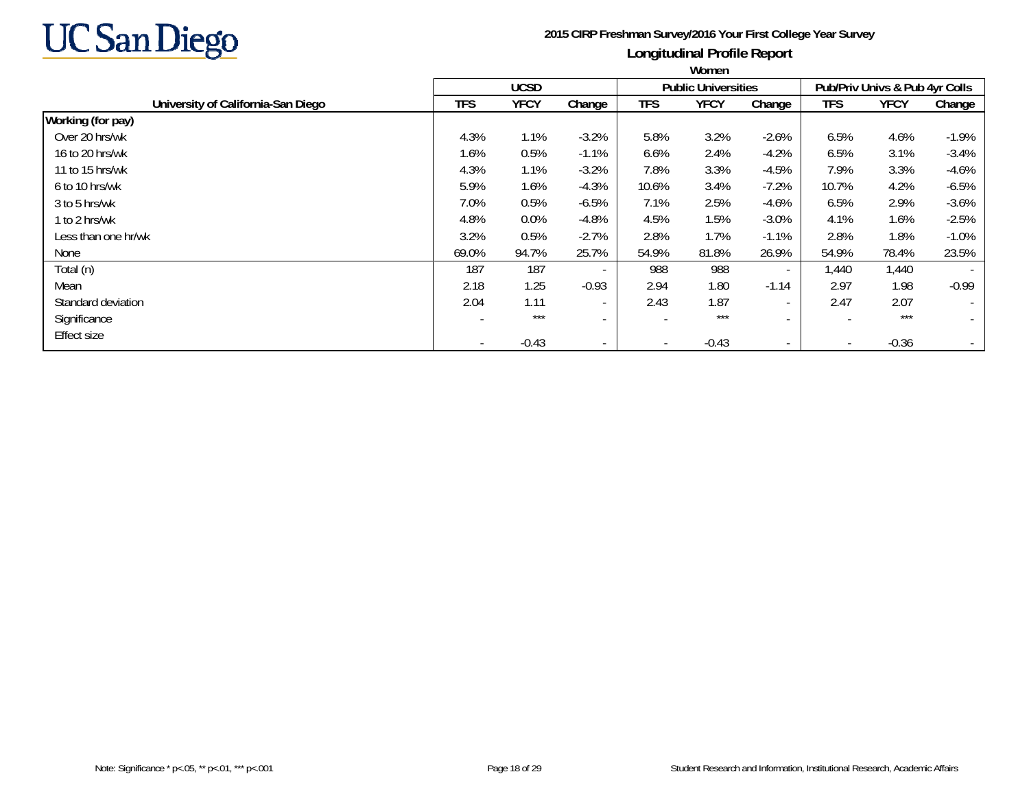UC San Diego

**2015 CIRP Freshman Survey/2016 Your First College Year Survey**

**Longitudinal Profile Report**

**Women**

| University of California-San Diego | UCSD | | | Public Universities | | | Pub/Priv Univs & Pub 4yr Colls | | |
|---|---|---|---|---|---|---|---|---|---|
| | TFS | YFCY | Change | TFS | YFCY | Change | TFS | YFCY | Change |
| **Working (for pay)** | | | | | | | | | |
| Over 20 hrs/wk | 4.3% | 1.1% | -3.2% | 5.8% | 3.2% | -2.6% | 6.5% | 4.6% | -1.9% |
| 16 to 20 hrs/wk | 1.6% | 0.5% | -1.1% | 6.6% | 2.4% | -4.2% | 6.5% | 3.1% | -3.4% |
| 11 to 15 hrs/wk | 4.3% | 1.1% | -3.2% | 7.8% | 3.3% | -4.5% | 7.9% | 3.3% | -4.6% |
| 6 to 10 hrs/wk | 5.9% | 1.6% | -4.3% | 10.6% | 3.4% | -7.2% | 10.7% | 4.2% | -6.5% |
| 3 to 5 hrs/wk | 7.0% | 0.5% | -6.5% | 7.1% | 2.5% | -4.6% | 6.5% | 2.9% | -3.6% |
| 1 to 2 hrs/wk | 4.8% | 0.0% | -4.8% | 4.5% | 1.5% | -3.0% | 4.1% | 1.6% | -2.5% |
| Less than one hr/wk | 3.2% | 0.5% | -2.7% | 2.8% | 1.7% | -1.1% | 2.8% | 1.8% | -1.0% |
| None | 69.0% | 94.7% | 25.7% | 54.9% | 81.8% | 26.9% | 54.9% | 78.4% | 23.5% |
| Total (n) | 187 | 187 | - | 988 | 988 | - | 1,440 | 1,440 | - |
| Mean | 2.18 | 1.25 | -0.93 | 2.94 | 1.80 | -1.14 | 2.97 | 1.98 | -0.99 |
| Standard deviation | 2.04 | 1.11 | - | 2.43 | 1.87 | - | 2.47 | 2.07 | - |
| Significance | - | *** | - | - | *** | - | - | *** | - |
| Effect size | - | -0.43 | - | - | -0.43 | - | - | -0.36 | - |

Note: Significance * p<.05, ** p<.01, *** p<.001

Student Research and Information, Institutional Research, Academic Affairs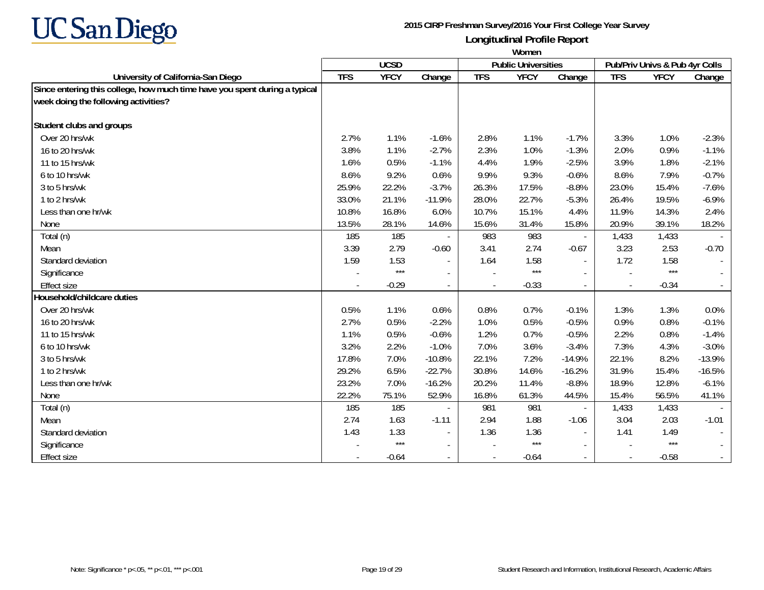# UC San Diego

**2015 CIRP Freshman Survey/2016 Your First College Year Survey**

**Longitudinal Profile Report**

**Women**

| University of California-San Diego | UCSD | | | Public Universities | | | Pub/Priv Univs & Pub 4yr Colls | | |
|---|---|---|---|---|---|---|---|---|---|
| | TFS | YFCY | Change | TFS | YFCY | Change | TFS | YFCY | Change |
| **Since entering this college, how much time have you spent during a typical week doing the following activities?** | | | | | | | | | |
| **Student clubs and groups** | | | | | | | | | |
| Over 20 hrs/wk | 2.7% | 1.1% | -1.6% | 2.8% | 1.1% | -1.7% | 3.3% | 1.0% | -2.3% |
| 16 to 20 hrs/wk | 3.8% | 1.1% | -2.7% | 2.3% | 1.0% | -1.3% | 2.0% | 0.9% | -1.1% |
| 11 to 15 hrs/wk | 1.6% | 0.5% | -1.1% | 4.4% | 1.9% | -2.5% | 3.9% | 1.8% | -2.1% |
| 6 to 10 hrs/wk | 8.6% | 9.2% | 0.6% | 9.9% | 9.3% | -0.6% | 8.6% | 7.9% | -0.7% |
| 3 to 5 hrs/wk | 25.9% | 22.2% | -3.7% | 26.3% | 17.5% | -8.8% | 23.0% | 15.4% | -7.6% |
| 1 to 2 hrs/wk | 33.0% | 21.1% | -11.9% | 28.0% | 22.7% | -5.3% | 26.4% | 19.5% | -6.9% |
| Less than one hr/wk | 10.8% | 16.8% | 6.0% | 10.7% | 15.1% | 4.4% | 11.9% | 14.3% | 2.4% |
| None | 13.5% | 28.1% | 14.6% | 15.6% | 31.4% | 15.8% | 20.9% | 39.1% | 18.2% |
| Total (n) | 185 | 185 | - | 983 | 983 | - | 1,433 | 1,433 | - |
| Mean | 3.39 | 2.79 | -0.60 | 3.41 | 2.74 | -0.67 | 3.23 | 2.53 | -0.70 |
| Standard deviation | 1.59 | 1.53 | - | 1.64 | 1.58 | - | 1.72 | 1.58 | - |
| Significance | - | *** | - | - | *** | - | - | *** | - |
| Effect size | - | -0.29 | - | - | -0.33 | - | - | -0.34 | - |
| **Household/childcare duties** | | | | | | | | | |
| Over 20 hrs/wk | 0.5% | 1.1% | 0.6% | 0.8% | 0.7% | -0.1% | 1.3% | 1.3% | 0.0% |
| 16 to 20 hrs/wk | 2.7% | 0.5% | -2.2% | 1.0% | 0.5% | -0.5% | 0.9% | 0.8% | -0.1% |
| 11 to 15 hrs/wk | 1.1% | 0.5% | -0.6% | 1.2% | 0.7% | -0.5% | 2.2% | 0.8% | -1.4% |
| 6 to 10 hrs/wk | 3.2% | 2.2% | -1.0% | 7.0% | 3.6% | -3.4% | 7.3% | 4.3% | -3.0% |
| 3 to 5 hrs/wk | 17.8% | 7.0% | -10.8% | 22.1% | 7.2% | -14.9% | 22.1% | 8.2% | -13.9% |
| 1 to 2 hrs/wk | 29.2% | 6.5% | -22.7% | 30.8% | 14.6% | -16.2% | 31.9% | 15.4% | -16.5% |
| Less than one hr/wk | 23.2% | 7.0% | -16.2% | 20.2% | 11.4% | -8.8% | 18.9% | 12.8% | -6.1% |
| None | 22.2% | 75.1% | 52.9% | 16.8% | 61.3% | 44.5% | 15.4% | 56.5% | 41.1% |
| Total (n) | 185 | 185 | - | 981 | 981 | - | 1,433 | 1,433 | - |
| Mean | 2.74 | 1.63 | -1.11 | 2.94 | 1.88 | -1.06 | 3.04 | 2.03 | -1.01 |
| Standard deviation | 1.43 | 1.33 | - | 1.36 | 1.36 | - | 1.41 | 1.49 | - |
| Significance | - | *** | - | - | *** | - | - | *** | - |
| Effect size | - | -0.64 | - | - | -0.64 | - | - | -0.58 | - |

Note: Significance * p<.05, ** p<.01, *** p<.001

Student Research and Information, Institutional Research, Academic Affairs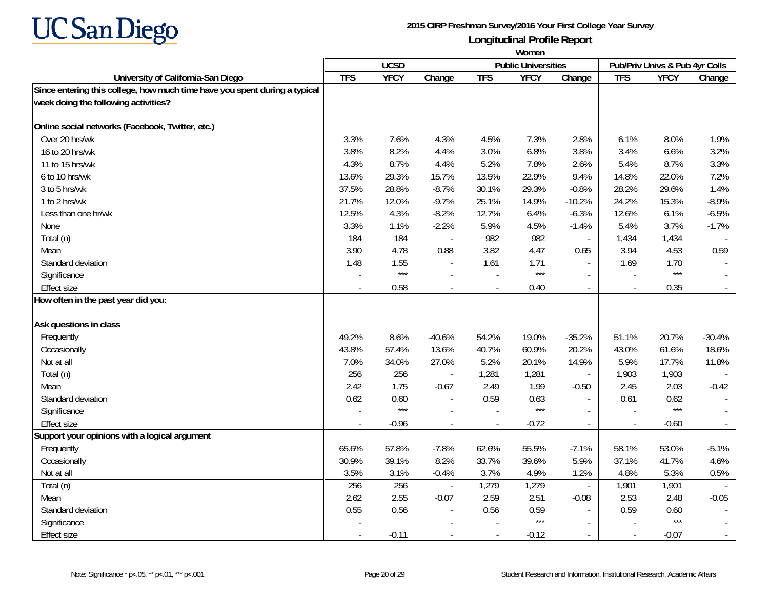**2015 CIRP Freshman Survey/2016 Your First College Year Survey**

**Longitudinal Profile Report**

**Women**

| University of California-San Diego | UCSD | | | Public Universities | | | Pub/Priv Univs & Pub 4yr Colls | | |
|---|---|---|---|---|---|---|---|---|---|
| | TFS | YFCY | Change | TFS | YFCY | Change | TFS | YFCY | Change |
| **Since entering this college, how much time have you spent during a typical week doing the following activities?** | | | | | | | | | |
| **Online social networks (Facebook, Twitter, etc.)** | | | | | | | | | |
| Over 20 hrs/wk | 3.3% | 7.6% | 4.3% | 4.5% | 7.3% | 2.8% | 6.1% | 8.0% | 1.9% |
| 16 to 20 hrs/wk | 3.8% | 8.2% | 4.4% | 3.0% | 6.8% | 3.8% | 3.4% | 6.6% | 3.2% |
| 11 to 15 hrs/wk | 4.3% | 8.7% | 4.4% | 5.2% | 7.8% | 2.6% | 5.4% | 8.7% | 3.3% |
| 6 to 10 hrs/wk | 13.6% | 29.3% | 15.7% | 13.5% | 22.9% | 9.4% | 14.8% | 22.0% | 7.2% |
| 3 to 5 hrs/wk | 37.5% | 28.8% | -8.7% | 30.1% | 29.3% | -0.8% | 28.2% | 29.6% | 1.4% |
| 1 to 2 hrs/wk | 21.7% | 12.0% | -9.7% | 25.1% | 14.9% | -10.2% | 24.2% | 15.3% | -8.9% |
| Less than one hr/wk | 12.5% | 4.3% | -8.2% | 12.7% | 6.4% | -6.3% | 12.6% | 6.1% | -6.5% |
| None | 3.3% | 1.1% | -2.2% | 5.9% | 4.5% | -1.4% | 5.4% | 3.7% | -1.7% |
| Total (n) | 184 | 184 | - | 982 | 982 | - | 1,434 | 1,434 | - |
| Mean | 3.90 | 4.78 | 0.88 | 3.82 | 4.47 | 0.65 | 3.94 | 4.53 | 0.59 |
| Standard deviation | 1.48 | 1.55 | - | 1.61 | 1.71 | - | 1.69 | 1.70 | - |
| Significance | - | *** | - | - | *** | - | - | *** | - |
| Effect size | - | 0.58 | - | - | 0.40 | - | - | 0.35 | - |
| **How often in the past year did you:** | | | | | | | | | |
| **Ask questions in class** | | | | | | | | | |
| Frequently | 49.2% | 8.6% | -40.6% | 54.2% | 19.0% | -35.2% | 51.1% | 20.7% | -30.4% |
| Occasionally | 43.8% | 57.4% | 13.6% | 40.7% | 60.9% | 20.2% | 43.0% | 61.6% | 18.6% |
| Not at all | 7.0% | 34.0% | 27.0% | 5.2% | 20.1% | 14.9% | 5.9% | 17.7% | 11.8% |
| Total (n) | 256 | 256 | - | 1,281 | 1,281 | - | 1,903 | 1,903 | - |
| Mean | 2.42 | 1.75 | -0.67 | 2.49 | 1.99 | -0.50 | 2.45 | 2.03 | -0.42 |
| Standard deviation | 0.62 | 0.60 | - | 0.59 | 0.63 | - | 0.61 | 0.62 | - |
| Significance | - | *** | - | - | *** | - | - | *** | - |
| Effect size | - | -0.96 | - | - | -0.72 | - | - | -0.60 | - |
| **Support your opinions with a logical argument** | | | | | | | | | |
| Frequently | 65.6% | 57.8% | -7.8% | 62.6% | 55.5% | -7.1% | 58.1% | 53.0% | -5.1% |
| Occasionally | 30.9% | 39.1% | 8.2% | 33.7% | 39.6% | 5.9% | 37.1% | 41.7% | 4.6% |
| Not at all | 3.5% | 3.1% | -0.4% | 3.7% | 4.9% | 1.2% | 4.8% | 5.3% | 0.5% |
| Total (n) | 256 | 256 | - | 1,279 | 1,279 | - | 1,901 | 1,901 | - |
| Mean | 2.62 | 2.55 | -0.07 | 2.59 | 2.51 | -0.08 | 2.53 | 2.48 | -0.05 |
| Standard deviation | 0.55 | 0.56 | - | 0.56 | 0.59 | - | 0.59 | 0.60 | - |
| Significance | - | | - | - | *** | - | - | *** | - |
| Effect size | - | -0.11 | - | - | -0.12 | - | - | -0.07 | - |

Note: Significance * p<.05, ** p<.01, *** p<.001

Student Research and Information, Institutional Research, Academic Affairs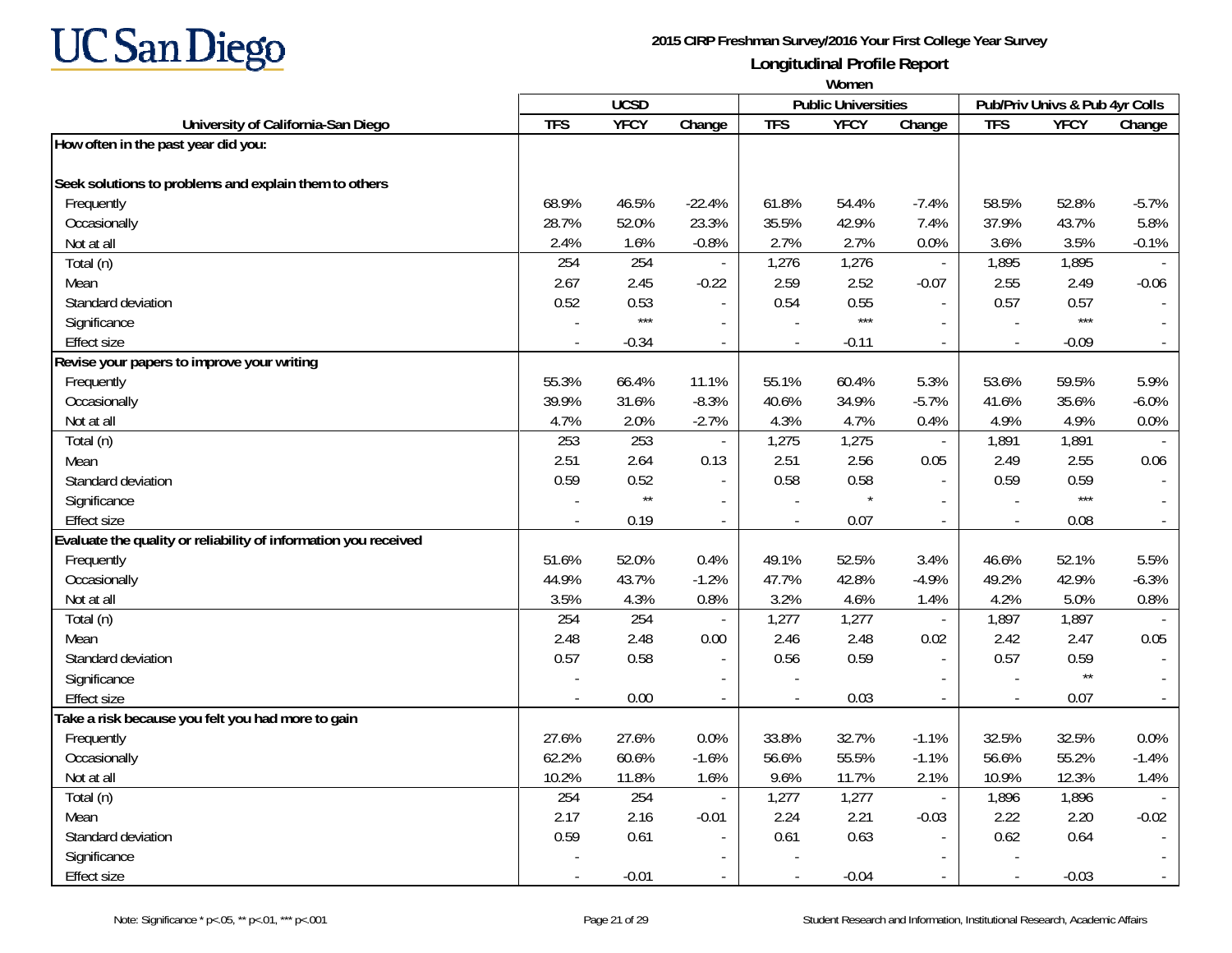# UC San Diego

**2015 CIRP Freshman Survey/2016 Your First College Year Survey**

**Longitudinal Profile Report**

**Women**

| University of California-San Diego | UCSD | | | Public Universities | | | Pub/Priv Univs & Pub 4yr Colls | | |
|---|---|---|---|---|---|---|---|---|---|
| | TFS | YFCY | Change | TFS | YFCY | Change | TFS | YFCY | Change |
| **How often in the past year did you:** | | | | | | | | | |
| **Seek solutions to problems and explain them to others** | | | | | | | | | |
| Frequently | 68.9% | 46.5% | -22.4% | 61.8% | 54.4% | -7.4% | 58.5% | 52.8% | -5.7% |
| Occasionally | 28.7% | 52.0% | 23.3% | 35.5% | 42.9% | 7.4% | 37.9% | 43.7% | 5.8% |
| Not at all | 2.4% | 1.6% | -0.8% | 2.7% | 2.7% | 0.0% | 3.6% | 3.5% | -0.1% |
| Total (n) | 254 | 254 | - | 1,276 | 1,276 | - | 1,895 | 1,895 | - |
| Mean | 2.67 | 2.45 | -0.22 | 2.59 | 2.52 | -0.07 | 2.55 | 2.49 | -0.06 |
| Standard deviation | 0.52 | 0.53 | - | 0.54 | 0.55 | - | 0.57 | 0.57 | - |
| Significance | - | *** | - | - | *** | - | - | *** | - |
| Effect size | - | -0.34 | - | - | -0.11 | - | - | -0.09 | - |
| **Revise your papers to improve your writing** | | | | | | | | | |
| Frequently | 55.3% | 66.4% | 11.1% | 55.1% | 60.4% | 5.3% | 53.6% | 59.5% | 5.9% |
| Occasionally | 39.9% | 31.6% | -8.3% | 40.6% | 34.9% | -5.7% | 41.6% | 35.6% | -6.0% |
| Not at all | 4.7% | 2.0% | -2.7% | 4.3% | 4.7% | 0.4% | 4.9% | 4.9% | 0.0% |
| Total (n) | 253 | 253 | - | 1,275 | 1,275 | - | 1,891 | 1,891 | - |
| Mean | 2.51 | 2.64 | 0.13 | 2.51 | 2.56 | 0.05 | 2.49 | 2.55 | 0.06 |
| Standard deviation | 0.59 | 0.52 | - | 0.58 | 0.58 | - | 0.59 | 0.59 | - |
| Significance | - | ** | - | - | * | - | - | *** | - |
| Effect size | - | 0.19 | - | - | 0.07 | - | - | 0.08 | - |
| **Evaluate the quality or reliability of information you received** | | | | | | | | | |
| Frequently | 51.6% | 52.0% | 0.4% | 49.1% | 52.5% | 3.4% | 46.6% | 52.1% | 5.5% |
| Occasionally | 44.9% | 43.7% | -1.2% | 47.7% | 42.8% | -4.9% | 49.2% | 42.9% | -6.3% |
| Not at all | 3.5% | 4.3% | 0.8% | 3.2% | 4.6% | 1.4% | 4.2% | 5.0% | 0.8% |
| Total (n) | 254 | 254 | - | 1,277 | 1,277 | - | 1,897 | 1,897 | - |
| Mean | 2.48 | 2.48 | 0.00 | 2.46 | 2.48 | 0.02 | 2.42 | 2.47 | 0.05 |
| Standard deviation | 0.57 | 0.58 | - | 0.56 | 0.59 | - | 0.57 | 0.59 | - |
| Significance | - | | - | - | | - | - | ** | - |
| Effect size | - | 0.00 | - | - | 0.03 | - | - | 0.07 | - |
| **Take a risk because you felt you had more to gain** | | | | | | | | | |
| Frequently | 27.6% | 27.6% | 0.0% | 33.8% | 32.7% | -1.1% | 32.5% | 32.5% | 0.0% |
| Occasionally | 62.2% | 60.6% | -1.6% | 56.6% | 55.5% | -1.1% | 56.6% | 55.2% | -1.4% |
| Not at all | 10.2% | 11.8% | 1.6% | 9.6% | 11.7% | 2.1% | 10.9% | 12.3% | 1.4% |
| Total (n) | 254 | 254 | - | 1,277 | 1,277 | - | 1,896 | 1,896 | - |
| Mean | 2.17 | 2.16 | -0.01 | 2.24 | 2.21 | -0.03 | 2.22 | 2.20 | -0.02 |
| Standard deviation | 0.59 | 0.61 | - | 0.61 | 0.63 | - | 0.62 | 0.64 | - |
| Significance | - | | - | - | | - | - | | - |
| Effect size | - | -0.01 | - | - | -0.04 | - | - | -0.03 | - |

Note: Significance * p<.05, ** p<.01, *** p<.001

Student Research and Information, Institutional Research, Academic Affairs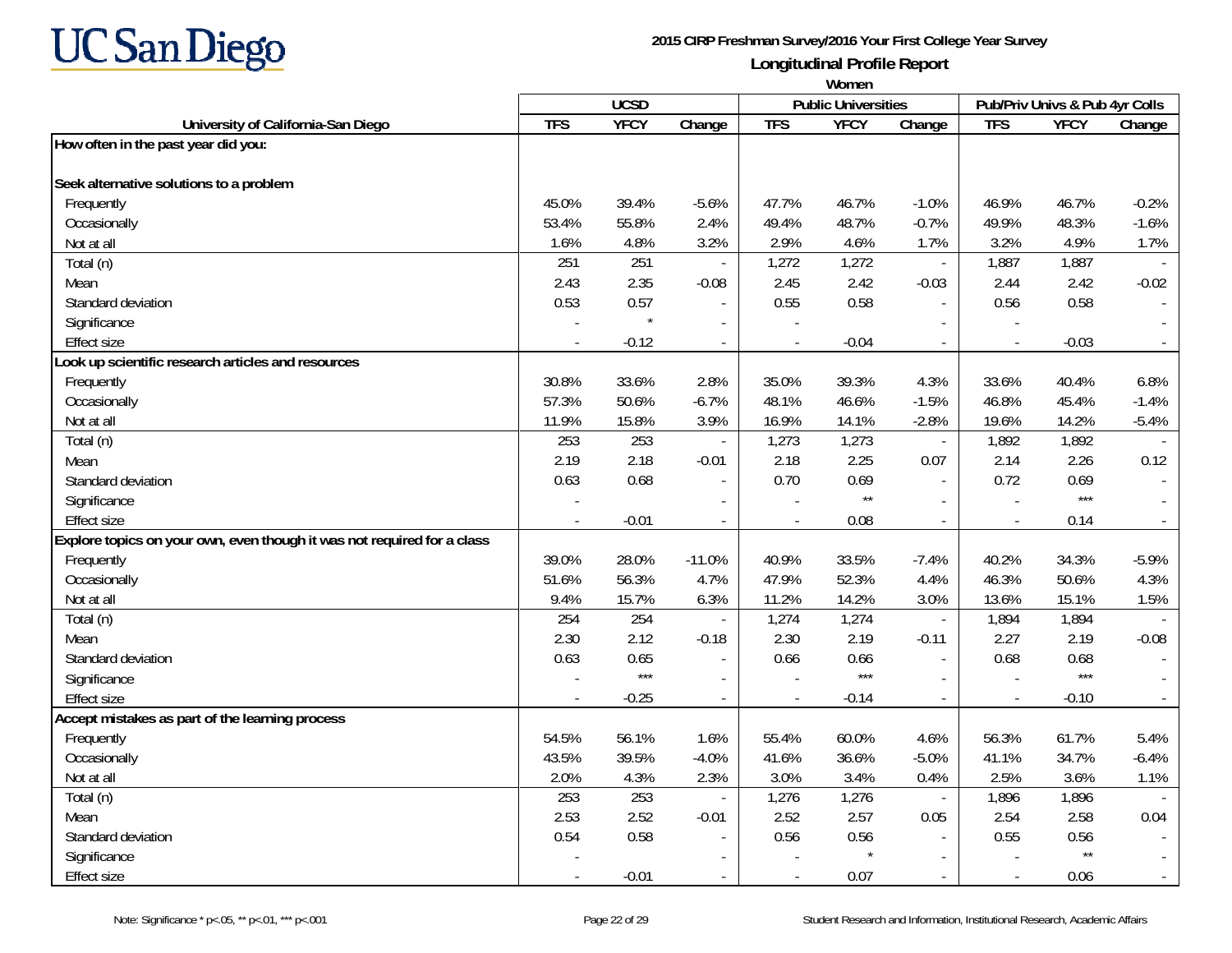# 2015 CIRP Freshman Survey/2016 Your First College Year Survey

## Longitudinal Profile Report

### Women

| University of California-San Diego | UCSD | | | Public Universities | | | Pub/Priv Univs & Pub 4yr Colls | | |
|---|---|---|---|---|---|---|---|---|---|
| | TFS | YFCY | Change | TFS | YFCY | Change | TFS | YFCY | Change |
| **How often in the past year did you:** | | | | | | | | | |
| **Seek alternative solutions to a problem** | | | | | | | | | |
| Frequently | 45.0% | 39.4% | -5.6% | 47.7% | 46.7% | -1.0% | 46.9% | 46.7% | -0.2% |
| Occasionally | 53.4% | 55.8% | 2.4% | 49.4% | 48.7% | -0.7% | 49.9% | 48.3% | -1.6% |
| Not at all | 1.6% | 4.8% | 3.2% | 2.9% | 4.6% | 1.7% | 3.2% | 4.9% | 1.7% |
| Total (n) | 251 | 251 | - | 1,272 | 1,272 | - | 1,887 | 1,887 | - |
| Mean | 2.43 | 2.35 | -0.08 | 2.45 | 2.42 | -0.03 | 2.44 | 2.42 | -0.02 |
| Standard deviation | 0.53 | 0.57 | - | 0.55 | 0.58 | - | 0.56 | 0.58 | - |
| Significance | - | * | - | - | | - | - | | - |
| Effect size | - | -0.12 | - | - | -0.04 | - | - | -0.03 | - |
| **Look up scientific research articles and resources** | | | | | | | | | |
| Frequently | 30.8% | 33.6% | 2.8% | 35.0% | 39.3% | 4.3% | 33.6% | 40.4% | 6.8% |
| Occasionally | 57.3% | 50.6% | -6.7% | 48.1% | 46.6% | -1.5% | 46.8% | 45.4% | -1.4% |
| Not at all | 11.9% | 15.8% | 3.9% | 16.9% | 14.1% | -2.8% | 19.6% | 14.2% | -5.4% |
| Total (n) | 253 | 253 | - | 1,273 | 1,273 | - | 1,892 | 1,892 | - |
| Mean | 2.19 | 2.18 | -0.01 | 2.18 | 2.25 | 0.07 | 2.14 | 2.26 | 0.12 |
| Standard deviation | 0.63 | 0.68 | - | 0.70 | 0.69 | - | 0.72 | 0.69 | - |
| Significance | - | | - | - | ** | - | - | *** | - |
| Effect size | - | -0.01 | - | - | 0.08 | - | - | 0.14 | - |
| **Explore topics on your own, even though it was not required for a class** | | | | | | | | | |
| Frequently | 39.0% | 28.0% | -11.0% | 40.9% | 33.5% | -7.4% | 40.2% | 34.3% | -5.9% |
| Occasionally | 51.6% | 56.3% | 4.7% | 47.9% | 52.3% | 4.4% | 46.3% | 50.6% | 4.3% |
| Not at all | 9.4% | 15.7% | 6.3% | 11.2% | 14.2% | 3.0% | 13.6% | 15.1% | 1.5% |
| Total (n) | 254 | 254 | - | 1,274 | 1,274 | - | 1,894 | 1,894 | - |
| Mean | 2.30 | 2.12 | -0.18 | 2.30 | 2.19 | -0.11 | 2.27 | 2.19 | -0.08 |
| Standard deviation | 0.63 | 0.65 | - | 0.66 | 0.66 | - | 0.68 | 0.68 | - |
| Significance | - | *** | - | - | *** | - | - | *** | - |
| Effect size | - | -0.25 | - | - | -0.14 | - | - | -0.10 | - |
| **Accept mistakes as part of the learning process** | | | | | | | | | |
| Frequently | 54.5% | 56.1% | 1.6% | 55.4% | 60.0% | 4.6% | 56.3% | 61.7% | 5.4% |
| Occasionally | 43.5% | 39.5% | -4.0% | 41.6% | 36.6% | -5.0% | 41.1% | 34.7% | -6.4% |
| Not at all | 2.0% | 4.3% | 2.3% | 3.0% | 3.4% | 0.4% | 2.5% | 3.6% | 1.1% |
| Total (n) | 253 | 253 | - | 1,276 | 1,276 | - | 1,896 | 1,896 | - |
| Mean | 2.53 | 2.52 | -0.01 | 2.52 | 2.57 | 0.05 | 2.54 | 2.58 | 0.04 |
| Standard deviation | 0.54 | 0.58 | - | 0.56 | 0.56 | - | 0.55 | 0.56 | - |
| Significance | - | | - | - | * | - | - | ** | - |
| Effect size | - | -0.01 | - | - | 0.07 | - | - | 0.06 | - |

Note: Significance * p<.05, ** p<.01, *** p<.001

Student Research and Information, Institutional Research, Academic Affairs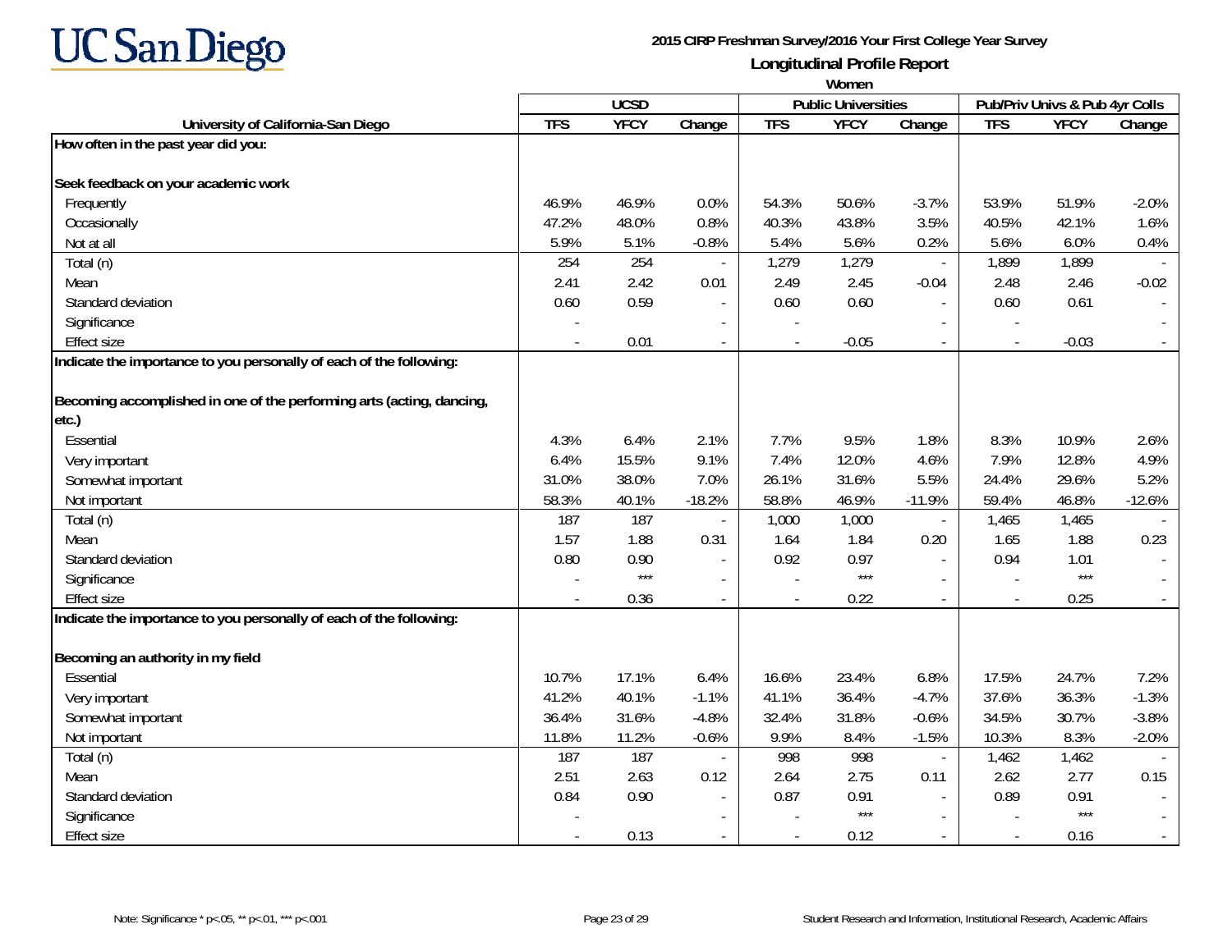# UC San Diego

**2015 CIRP Freshman Survey/2016 Your First College Year Survey**

**Longitudinal Profile Report**

**Women**

| University of California-San Diego | UCSD | | | Public Universities | | | Pub/Priv Univs & Pub 4yr Colls | | |
|---|---|---|---|---|---|---|---|---|---|
| | TFS | YFCY | Change | TFS | YFCY | Change | TFS | YFCY | Change |
| **How often in the past year did you:** | | | | | | | | | |
| **Seek feedback on your academic work** | | | | | | | | | |
| Frequently | 46.9% | 46.9% | 0.0% | 54.3% | 50.6% | -3.7% | 53.9% | 51.9% | -2.0% |
| Occasionally | 47.2% | 48.0% | 0.8% | 40.3% | 43.8% | 3.5% | 40.5% | 42.1% | 1.6% |
| Not at all | 5.9% | 5.1% | -0.8% | 5.4% | 5.6% | 0.2% | 5.6% | 6.0% | 0.4% |
| Total (n) | 254 | 254 | - | 1,279 | 1,279 | - | 1,899 | 1,899 | - |
| Mean | 2.41 | 2.42 | 0.01 | 2.49 | 2.45 | -0.04 | 2.48 | 2.46 | -0.02 |
| Standard deviation | 0.60 | 0.59 | - | 0.60 | 0.60 | - | 0.60 | 0.61 | - |
| Significance | - | | - | - | | - | - | | - |
| Effect size | - | 0.01 | - | - | -0.05 | - | - | -0.03 | - |
| **Indicate the importance to you personally of each of the following:** | | | | | | | | | |
| **Becoming accomplished in one of the performing arts (acting, dancing, etc.)** | | | | | | | | | |
| Essential | 4.3% | 6.4% | 2.1% | 7.7% | 9.5% | 1.8% | 8.3% | 10.9% | 2.6% |
| Very important | 6.4% | 15.5% | 9.1% | 7.4% | 12.0% | 4.6% | 7.9% | 12.8% | 4.9% |
| Somewhat important | 31.0% | 38.0% | 7.0% | 26.1% | 31.6% | 5.5% | 24.4% | 29.6% | 5.2% |
| Not important | 58.3% | 40.1% | -18.2% | 58.8% | 46.9% | -11.9% | 59.4% | 46.8% | -12.6% |
| Total (n) | 187 | 187 | - | 1,000 | 1,000 | - | 1,465 | 1,465 | - |
| Mean | 1.57 | 1.88 | 0.31 | 1.64 | 1.84 | 0.20 | 1.65 | 1.88 | 0.23 |
| Standard deviation | 0.80 | 0.90 | - | 0.92 | 0.97 | - | 0.94 | 1.01 | - |
| Significance | - | *** | - | - | *** | - | - | *** | - |
| Effect size | - | 0.36 | - | - | 0.22 | - | - | 0.25 | - |
| **Indicate the importance to you personally of each of the following:** | | | | | | | | | |
| **Becoming an authority in my field** | | | | | | | | | |
| Essential | 10.7% | 17.1% | 6.4% | 16.6% | 23.4% | 6.8% | 17.5% | 24.7% | 7.2% |
| Very important | 41.2% | 40.1% | -1.1% | 41.1% | 36.4% | -4.7% | 37.6% | 36.3% | -1.3% |
| Somewhat important | 36.4% | 31.6% | -4.8% | 32.4% | 31.8% | -0.6% | 34.5% | 30.7% | -3.8% |
| Not important | 11.8% | 11.2% | -0.6% | 9.9% | 8.4% | -1.5% | 10.3% | 8.3% | -2.0% |
| Total (n) | 187 | 187 | - | 998 | 998 | - | 1,462 | 1,462 | - |
| Mean | 2.51 | 2.63 | 0.12 | 2.64 | 2.75 | 0.11 | 2.62 | 2.77 | 0.15 |
| Standard deviation | 0.84 | 0.90 | - | 0.87 | 0.91 | - | 0.89 | 0.91 | - |
| Significance | - | | - | - | *** | - | - | *** | - |
| Effect size | - | 0.13 | - | - | 0.12 | - | - | 0.16 | - |

Note: Significance * p<.05, ** p<.01, *** p<.001

Student Research and Information, Institutional Research, Academic Affairs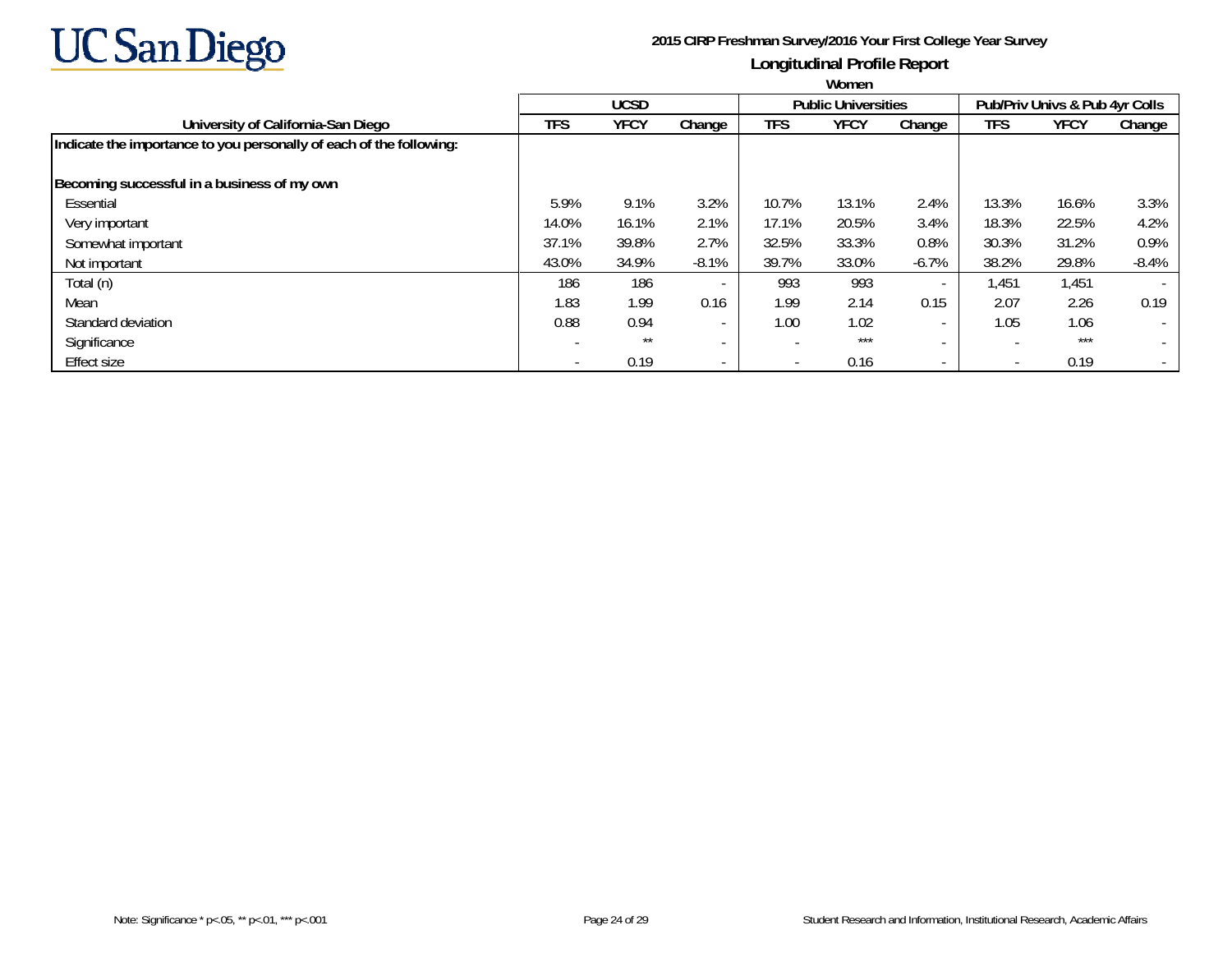UC San Diego

**2015 CIRP Freshman Survey/2016 Your First College Year Survey**

**Longitudinal Profile Report**

**Women**

| University of California-San Diego | UCSD | | | Public Universities | | | Pub/Priv Univs & Pub 4yr Colls | | |
|---|---|---|---|---|---|---|---|---|---|
| | TFS | YFCY | Change | TFS | YFCY | Change | TFS | YFCY | Change |
| **Indicate the importance to you personally of each of the following:** | | | | | | | | | |
| **Becoming successful in a business of my own** | | | | | | | | | |
| Essential | 5.9% | 9.1% | 3.2% | 10.7% | 13.1% | 2.4% | 13.3% | 16.6% | 3.3% |
| Very important | 14.0% | 16.1% | 2.1% | 17.1% | 20.5% | 3.4% | 18.3% | 22.5% | 4.2% |
| Somewhat important | 37.1% | 39.8% | 2.7% | 32.5% | 33.3% | 0.8% | 30.3% | 31.2% | 0.9% |
| Not important | 43.0% | 34.9% | -8.1% | 39.7% | 33.0% | -6.7% | 38.2% | 29.8% | -8.4% |
| Total (n) | 186 | 186 | - | 993 | 993 | - | 1,451 | 1,451 | - |
| Mean | 1.83 | 1.99 | 0.16 | 1.99 | 2.14 | 0.15 | 2.07 | 2.26 | 0.19 |
| Standard deviation | 0.88 | 0.94 | - | 1.00 | 1.02 | - | 1.05 | 1.06 | - |
| Significance | - | ** | - | - | *** | - | - | *** | - |
| Effect size | - | 0.19 | - | - | 0.16 | - | - | 0.19 | - |

Note: Significance * p<.05, ** p<.01, *** p<.001

Student Research and Information, Institutional Research, Academic Affairs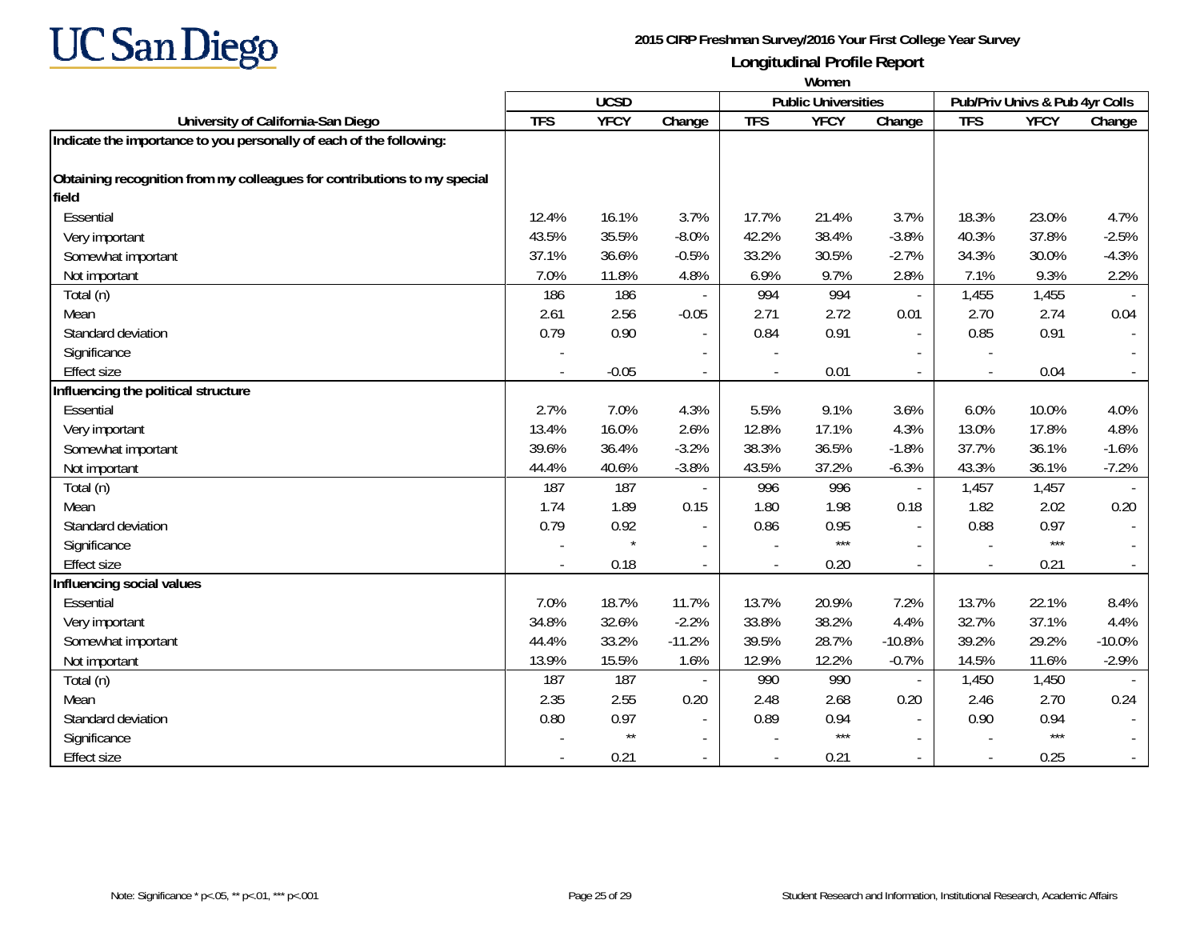**2015 CIRP Freshman Survey/2016 Your First College Year Survey**

## Longitudinal Profile Report

**Women**

| University of California-San Diego | UCSD | | | Public Universities | | | Pub/Priv Univs & Pub 4yr Colls | | |
|---|---|---|---|---|---|---|---|---|---|
| | TFS | YFCY | Change | TFS | YFCY | Change | TFS | YFCY | Change |
| **Indicate the importance to you personally of each of the following:** | | | | | | | | | |
| **Obtaining recognition from my colleagues for contributions to my special field** | | | | | | | | | |
| Essential | 12.4% | 16.1% | 3.7% | 17.7% | 21.4% | 3.7% | 18.3% | 23.0% | 4.7% |
| Very important | 43.5% | 35.5% | -8.0% | 42.2% | 38.4% | -3.8% | 40.3% | 37.8% | -2.5% |
| Somewhat important | 37.1% | 36.6% | -0.5% | 33.2% | 30.5% | -2.7% | 34.3% | 30.0% | -4.3% |
| Not important | 7.0% | 11.8% | 4.8% | 6.9% | 9.7% | 2.8% | 7.1% | 9.3% | 2.2% |
| Total (n) | 186 | 186 | - | 994 | 994 | - | 1,455 | 1,455 | - |
| Mean | 2.61 | 2.56 | -0.05 | 2.71 | 2.72 | 0.01 | 2.70 | 2.74 | 0.04 |
| Standard deviation | 0.79 | 0.90 | - | 0.84 | 0.91 | - | 0.85 | 0.91 | - |
| Significance | - | | - | - | | - | - | | - |
| Effect size | - | -0.05 | - | - | 0.01 | - | - | 0.04 | - |
| **Influencing the political structure** | | | | | | | | | |
| Essential | 2.7% | 7.0% | 4.3% | 5.5% | 9.1% | 3.6% | 6.0% | 10.0% | 4.0% |
| Very important | 13.4% | 16.0% | 2.6% | 12.8% | 17.1% | 4.3% | 13.0% | 17.8% | 4.8% |
| Somewhat important | 39.6% | 36.4% | -3.2% | 38.3% | 36.5% | -1.8% | 37.7% | 36.1% | -1.6% |
| Not important | 44.4% | 40.6% | -3.8% | 43.5% | 37.2% | -6.3% | 43.3% | 36.1% | -7.2% |
| Total (n) | 187 | 187 | - | 996 | 996 | - | 1,457 | 1,457 | - |
| Mean | 1.74 | 1.89 | 0.15 | 1.80 | 1.98 | 0.18 | 1.82 | 2.02 | 0.20 |
| Standard deviation | 0.79 | 0.92 | - | 0.86 | 0.95 | - | 0.88 | 0.97 | - |
| Significance | - | * | - | - | *** | - | - | *** | - |
| Effect size | - | 0.18 | - | - | 0.20 | - | - | 0.21 | - |
| **Influencing social values** | | | | | | | | | |
| Essential | 7.0% | 18.7% | 11.7% | 13.7% | 20.9% | 7.2% | 13.7% | 22.1% | 8.4% |
| Very important | 34.8% | 32.6% | -2.2% | 33.8% | 38.2% | 4.4% | 32.7% | 37.1% | 4.4% |
| Somewhat important | 44.4% | 33.2% | -11.2% | 39.5% | 28.7% | -10.8% | 39.2% | 29.2% | -10.0% |
| Not important | 13.9% | 15.5% | 1.6% | 12.9% | 12.2% | -0.7% | 14.5% | 11.6% | -2.9% |
| Total (n) | 187 | 187 | - | 990 | 990 | - | 1,450 | 1,450 | - |
| Mean | 2.35 | 2.55 | 0.20 | 2.48 | 2.68 | 0.20 | 2.46 | 2.70 | 0.24 |
| Standard deviation | 0.80 | 0.97 | - | 0.89 | 0.94 | - | 0.90 | 0.94 | - |
| Significance | - | ** | - | - | *** | - | - | *** | - |
| Effect size | - | 0.21 | - | - | 0.21 | - | - | 0.25 | - |

Note: Significance * p<.05, ** p<.01, *** p<.001

Student Research and Information, Institutional Research, Academic Affairs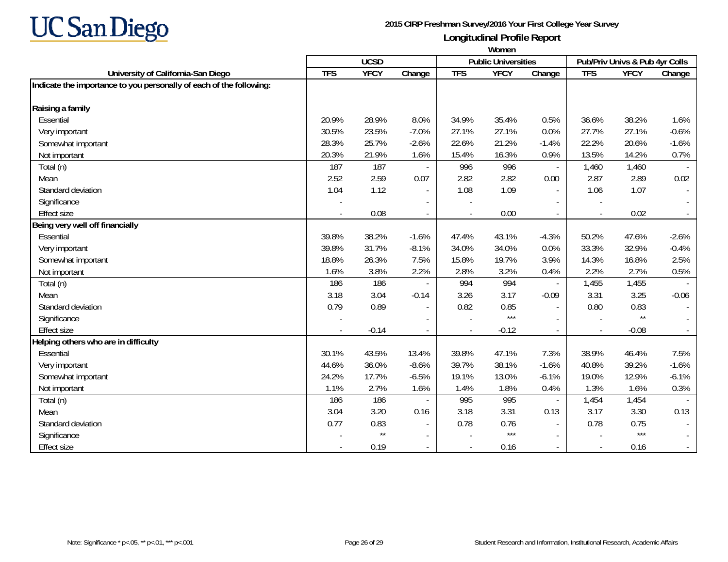# UC San Diego

**2015 CIRP Freshman Survey/2016 Your First College Year Survey**

**Longitudinal Profile Report**

**Women**

| University of California-San Diego | UCSD | | | Public Universities | | | Pub/Priv Univs & Pub 4yr Colls | | |
|---|---|---|---|---|---|---|---|---|---|
| | TFS | YFCY | Change | TFS | YFCY | Change | TFS | YFCY | Change |
| **Indicate the importance to you personally of each of the following:** | | | | | | | | | |
| **Raising a family** | | | | | | | | | |
| Essential | 20.9% | 28.9% | 8.0% | 34.9% | 35.4% | 0.5% | 36.6% | 38.2% | 1.6% |
| Very important | 30.5% | 23.5% | -7.0% | 27.1% | 27.1% | 0.0% | 27.7% | 27.1% | -0.6% |
| Somewhat important | 28.3% | 25.7% | -2.6% | 22.6% | 21.2% | -1.4% | 22.2% | 20.6% | -1.6% |
| Not important | 20.3% | 21.9% | 1.6% | 15.4% | 16.3% | 0.9% | 13.5% | 14.2% | 0.7% |
| Total (n) | 187 | 187 | - | 996 | 996 | - | 1,460 | 1,460 | - |
| Mean | 2.52 | 2.59 | 0.07 | 2.82 | 2.82 | 0.00 | 2.87 | 2.89 | 0.02 |
| Standard deviation | 1.04 | 1.12 | - | 1.08 | 1.09 | - | 1.06 | 1.07 | - |
| Significance | - | | - | - | | - | - | | - |
| Effect size | - | 0.08 | - | - | 0.00 | - | - | 0.02 | - |
| **Being very well off financially** | | | | | | | | | |
| Essential | 39.8% | 38.2% | -1.6% | 47.4% | 43.1% | -4.3% | 50.2% | 47.6% | -2.6% |
| Very important | 39.8% | 31.7% | -8.1% | 34.0% | 34.0% | 0.0% | 33.3% | 32.9% | -0.4% |
| Somewhat important | 18.8% | 26.3% | 7.5% | 15.8% | 19.7% | 3.9% | 14.3% | 16.8% | 2.5% |
| Not important | 1.6% | 3.8% | 2.2% | 2.8% | 3.2% | 0.4% | 2.2% | 2.7% | 0.5% |
| Total (n) | 186 | 186 | - | 994 | 994 | - | 1,455 | 1,455 | - |
| Mean | 3.18 | 3.04 | -0.14 | 3.26 | 3.17 | -0.09 | 3.31 | 3.25 | -0.06 |
| Standard deviation | 0.79 | 0.89 | - | 0.82 | 0.85 | - | 0.80 | 0.83 | - |
| Significance | - | | - | - | *** | - | - | ** | - |
| Effect size | - | -0.14 | - | - | -0.12 | - | - | -0.08 | - |
| **Helping others who are in difficulty** | | | | | | | | | |
| Essential | 30.1% | 43.5% | 13.4% | 39.8% | 47.1% | 7.3% | 38.9% | 46.4% | 7.5% |
| Very important | 44.6% | 36.0% | -8.6% | 39.7% | 38.1% | -1.6% | 40.8% | 39.2% | -1.6% |
| Somewhat important | 24.2% | 17.7% | -6.5% | 19.1% | 13.0% | -6.1% | 19.0% | 12.9% | -6.1% |
| Not important | 1.1% | 2.7% | 1.6% | 1.4% | 1.8% | 0.4% | 1.3% | 1.6% | 0.3% |
| Total (n) | 186 | 186 | - | 995 | 995 | - | 1,454 | 1,454 | - |
| Mean | 3.04 | 3.20 | 0.16 | 3.18 | 3.31 | 0.13 | 3.17 | 3.30 | 0.13 |
| Standard deviation | 0.77 | 0.83 | - | 0.78 | 0.76 | - | 0.78 | 0.75 | - |
| Significance | - | ** | - | - | *** | - | - | *** | - |
| Effect size | - | 0.19 | - | - | 0.16 | - | - | 0.16 | - |

Note: Significance * p<.05, ** p<.01, *** p<.001

Student Research and Information, Institutional Research, Academic Affairs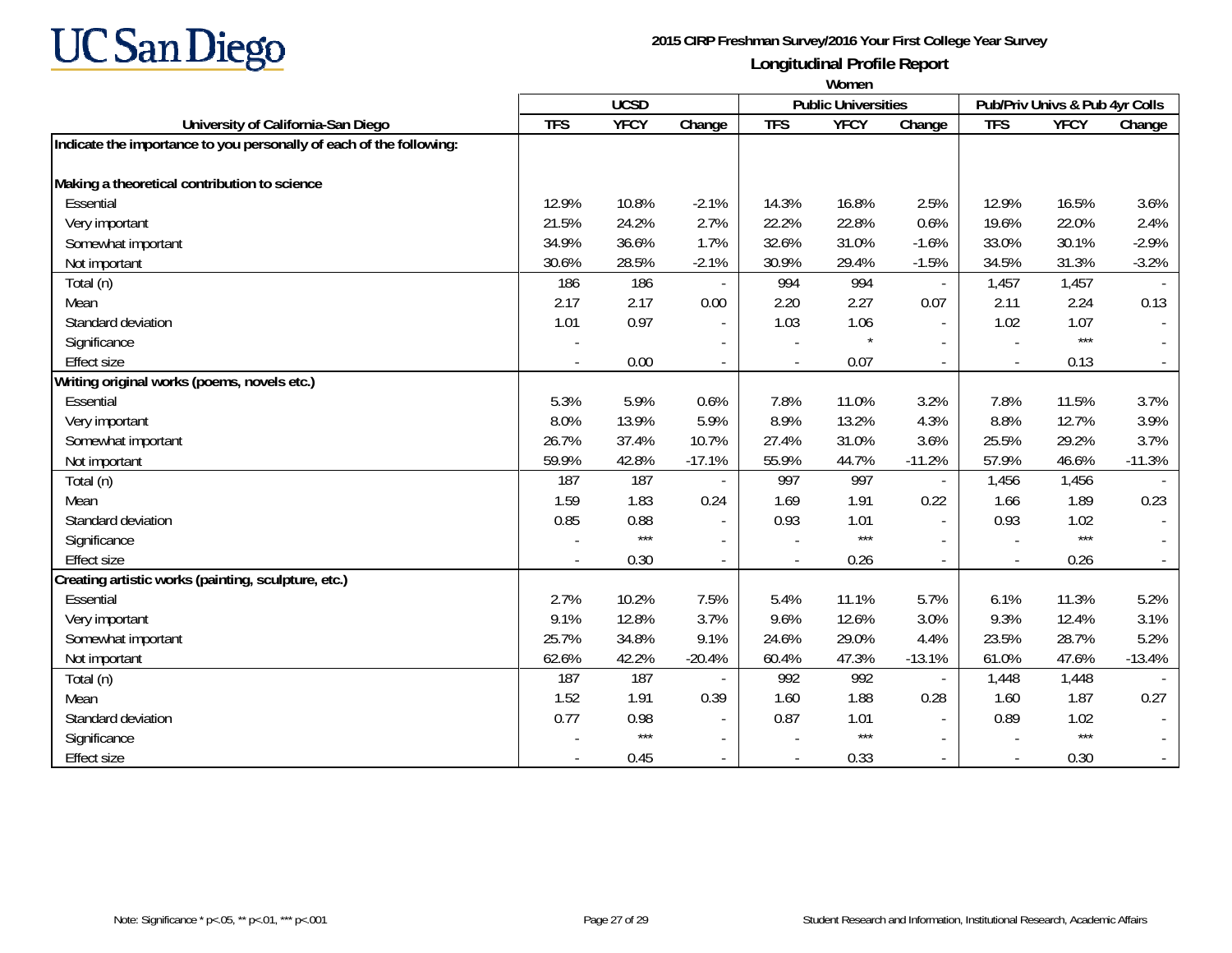**UC San Diego**

**2015 CIRP Freshman Survey/2016 Your First College Year Survey**

**Longitudinal Profile Report**

**Women**

| University of California-San Diego | UCSD | | | Public Universities | | | Pub/Priv Univs & Pub 4yr Colls | | |
|---|---|---|---|---|---|---|---|---|---|
| | TFS | YFCY | Change | TFS | YFCY | Change | TFS | YFCY | Change |
| **Indicate the importance to you personally of each of the following:** | | | | | | | | | |
| **Making a theoretical contribution to science** | | | | | | | | | |
| Essential | 12.9% | 10.8% | -2.1% | 14.3% | 16.8% | 2.5% | 12.9% | 16.5% | 3.6% |
| Very important | 21.5% | 24.2% | 2.7% | 22.2% | 22.8% | 0.6% | 19.6% | 22.0% | 2.4% |
| Somewhat important | 34.9% | 36.6% | 1.7% | 32.6% | 31.0% | -1.6% | 33.0% | 30.1% | -2.9% |
| Not important | 30.6% | 28.5% | -2.1% | 30.9% | 29.4% | -1.5% | 34.5% | 31.3% | -3.2% |
| Total (n) | 186 | 186 | - | 994 | 994 | - | 1,457 | 1,457 | - |
| Mean | 2.17 | 2.17 | 0.00 | 2.20 | 2.27 | 0.07 | 2.11 | 2.24 | 0.13 |
| Standard deviation | 1.01 | 0.97 | - | 1.03 | 1.06 | - | 1.02 | 1.07 | - |
| Significance | - | | - | - | * | - | - | *** | - |
| Effect size | - | 0.00 | - | - | 0.07 | - | - | 0.13 | - |
| **Writing original works (poems, novels etc.)** | | | | | | | | | |
| Essential | 5.3% | 5.9% | 0.6% | 7.8% | 11.0% | 3.2% | 7.8% | 11.5% | 3.7% |
| Very important | 8.0% | 13.9% | 5.9% | 8.9% | 13.2% | 4.3% | 8.8% | 12.7% | 3.9% |
| Somewhat important | 26.7% | 37.4% | 10.7% | 27.4% | 31.0% | 3.6% | 25.5% | 29.2% | 3.7% |
| Not important | 59.9% | 42.8% | -17.1% | 55.9% | 44.7% | -11.2% | 57.9% | 46.6% | -11.3% |
| Total (n) | 187 | 187 | - | 997 | 997 | - | 1,456 | 1,456 | - |
| Mean | 1.59 | 1.83 | 0.24 | 1.69 | 1.91 | 0.22 | 1.66 | 1.89 | 0.23 |
| Standard deviation | 0.85 | 0.88 | - | 0.93 | 1.01 | - | 0.93 | 1.02 | - |
| Significance | - | *** | - | - | *** | - | - | *** | - |
| Effect size | - | 0.30 | - | - | 0.26 | - | - | 0.26 | - |
| **Creating artistic works (painting, sculpture, etc.)** | | | | | | | | | |
| Essential | 2.7% | 10.2% | 7.5% | 5.4% | 11.1% | 5.7% | 6.1% | 11.3% | 5.2% |
| Very important | 9.1% | 12.8% | 3.7% | 9.6% | 12.6% | 3.0% | 9.3% | 12.4% | 3.1% |
| Somewhat important | 25.7% | 34.8% | 9.1% | 24.6% | 29.0% | 4.4% | 23.5% | 28.7% | 5.2% |
| Not important | 62.6% | 42.2% | -20.4% | 60.4% | 47.3% | -13.1% | 61.0% | 47.6% | -13.4% |
| Total (n) | 187 | 187 | - | 992 | 992 | - | 1,448 | 1,448 | - |
| Mean | 1.52 | 1.91 | 0.39 | 1.60 | 1.88 | 0.28 | 1.60 | 1.87 | 0.27 |
| Standard deviation | 0.77 | 0.98 | - | 0.87 | 1.01 | - | 0.89 | 1.02 | - |
| Significance | - | *** | - | - | *** | - | - | *** | - |
| Effect size | - | 0.45 | - | - | 0.33 | - | - | 0.30 | - |

Note: Significance * p<.05, ** p<.01, *** p<.001

Student Research and Information, Institutional Research, Academic Affairs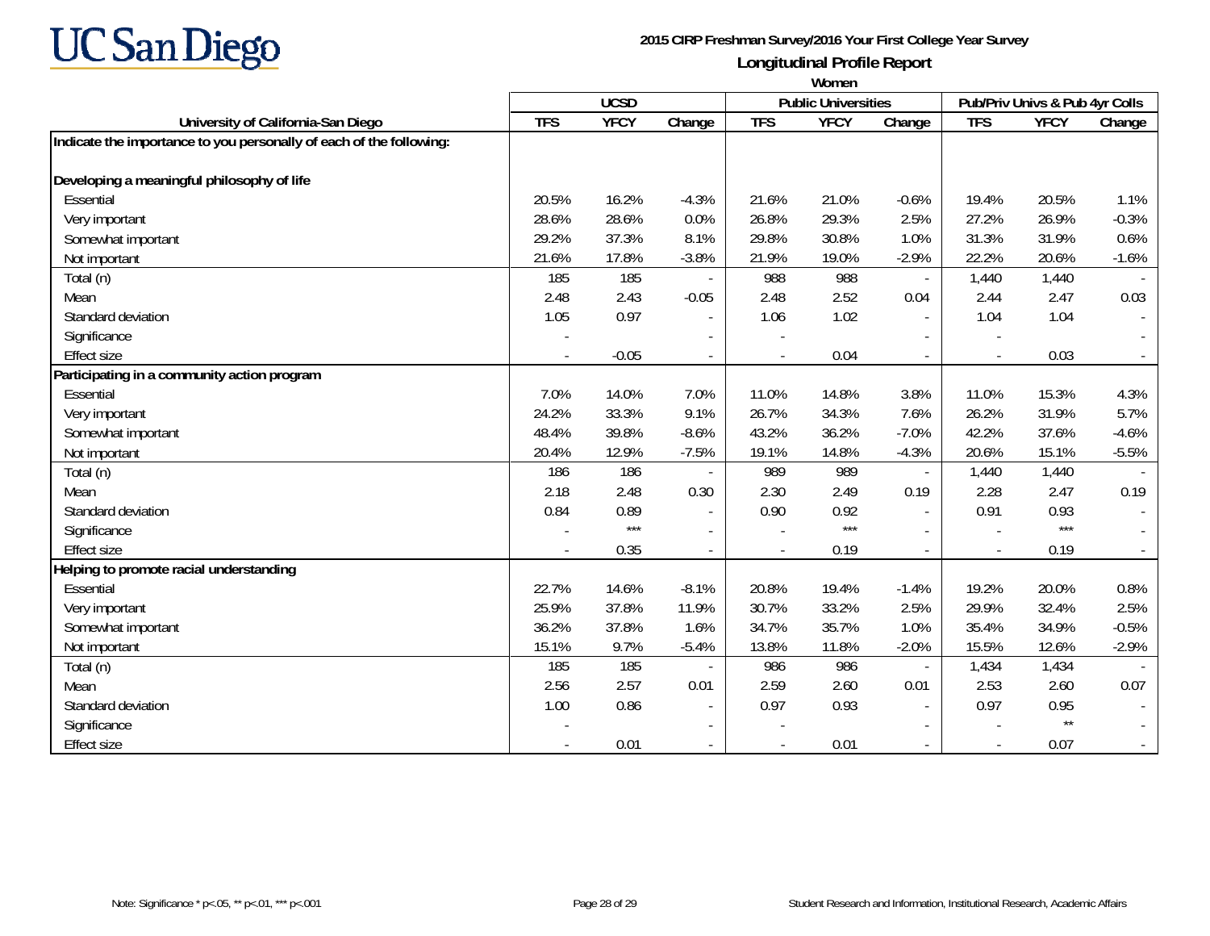# UC San Diego

**2015 CIRP Freshman Survey/2016 Your First College Year Survey**

**Longitudinal Profile Report**

**Women**

| University of California-San Diego | UCSD | | | Public Universities | | | Pub/Priv Univs & Pub 4yr Colls | | |
|---|---|---|---|---|---|---|---|---|---|
| | TFS | YFCY | Change | TFS | YFCY | Change | TFS | YFCY | Change |
| **Indicate the importance to you personally of each of the following:** | | | | | | | | | |
| **Developing a meaningful philosophy of life** | | | | | | | | | |
| Essential | 20.5% | 16.2% | -4.3% | 21.6% | 21.0% | -0.6% | 19.4% | 20.5% | 1.1% |
| Very important | 28.6% | 28.6% | 0.0% | 26.8% | 29.3% | 2.5% | 27.2% | 26.9% | -0.3% |
| Somewhat important | 29.2% | 37.3% | 8.1% | 29.8% | 30.8% | 1.0% | 31.3% | 31.9% | 0.6% |
| Not important | 21.6% | 17.8% | -3.8% | 21.9% | 19.0% | -2.9% | 22.2% | 20.6% | -1.6% |
| Total (n) | 185 | 185 | - | 988 | 988 | - | 1,440 | 1,440 | - |
| Mean | 2.48 | 2.43 | -0.05 | 2.48 | 2.52 | 0.04 | 2.44 | 2.47 | 0.03 |
| Standard deviation | 1.05 | 0.97 | - | 1.06 | 1.02 | - | 1.04 | 1.04 | - |
| Significance | - | | - | - | | - | - | | - |
| Effect size | - | -0.05 | - | - | 0.04 | - | - | 0.03 | - |
| **Participating in a community action program** | | | | | | | | | |
| Essential | 7.0% | 14.0% | 7.0% | 11.0% | 14.8% | 3.8% | 11.0% | 15.3% | 4.3% |
| Very important | 24.2% | 33.3% | 9.1% | 26.7% | 34.3% | 7.6% | 26.2% | 31.9% | 5.7% |
| Somewhat important | 48.4% | 39.8% | -8.6% | 43.2% | 36.2% | -7.0% | 42.2% | 37.6% | -4.6% |
| Not important | 20.4% | 12.9% | -7.5% | 19.1% | 14.8% | -4.3% | 20.6% | 15.1% | -5.5% |
| Total (n) | 186 | 186 | - | 989 | 989 | - | 1,440 | 1,440 | - |
| Mean | 2.18 | 2.48 | 0.30 | 2.30 | 2.49 | 0.19 | 2.28 | 2.47 | 0.19 |
| Standard deviation | 0.84 | 0.89 | - | 0.90 | 0.92 | - | 0.91 | 0.93 | - |
| Significance | - | *** | - | - | *** | - | - | *** | - |
| Effect size | - | 0.35 | - | - | 0.19 | - | - | 0.19 | - |
| **Helping to promote racial understanding** | | | | | | | | | |
| Essential | 22.7% | 14.6% | -8.1% | 20.8% | 19.4% | -1.4% | 19.2% | 20.0% | 0.8% |
| Very important | 25.9% | 37.8% | 11.9% | 30.7% | 33.2% | 2.5% | 29.9% | 32.4% | 2.5% |
| Somewhat important | 36.2% | 37.8% | 1.6% | 34.7% | 35.7% | 1.0% | 35.4% | 34.9% | -0.5% |
| Not important | 15.1% | 9.7% | -5.4% | 13.8% | 11.8% | -2.0% | 15.5% | 12.6% | -2.9% |
| Total (n) | 185 | 185 | - | 986 | 986 | - | 1,434 | 1,434 | - |
| Mean | 2.56 | 2.57 | 0.01 | 2.59 | 2.60 | 0.01 | 2.53 | 2.60 | 0.07 |
| Standard deviation | 1.00 | 0.86 | - | 0.97 | 0.93 | - | 0.97 | 0.95 | - |
| Significance | - | | - | - | | - | - | ** | - |
| Effect size | - | 0.01 | - | - | 0.01 | - | - | 0.07 | - |

Note: Significance * p<.05, ** p<.01, *** p<.001

Student Research and Information, Institutional Research, Academic Affairs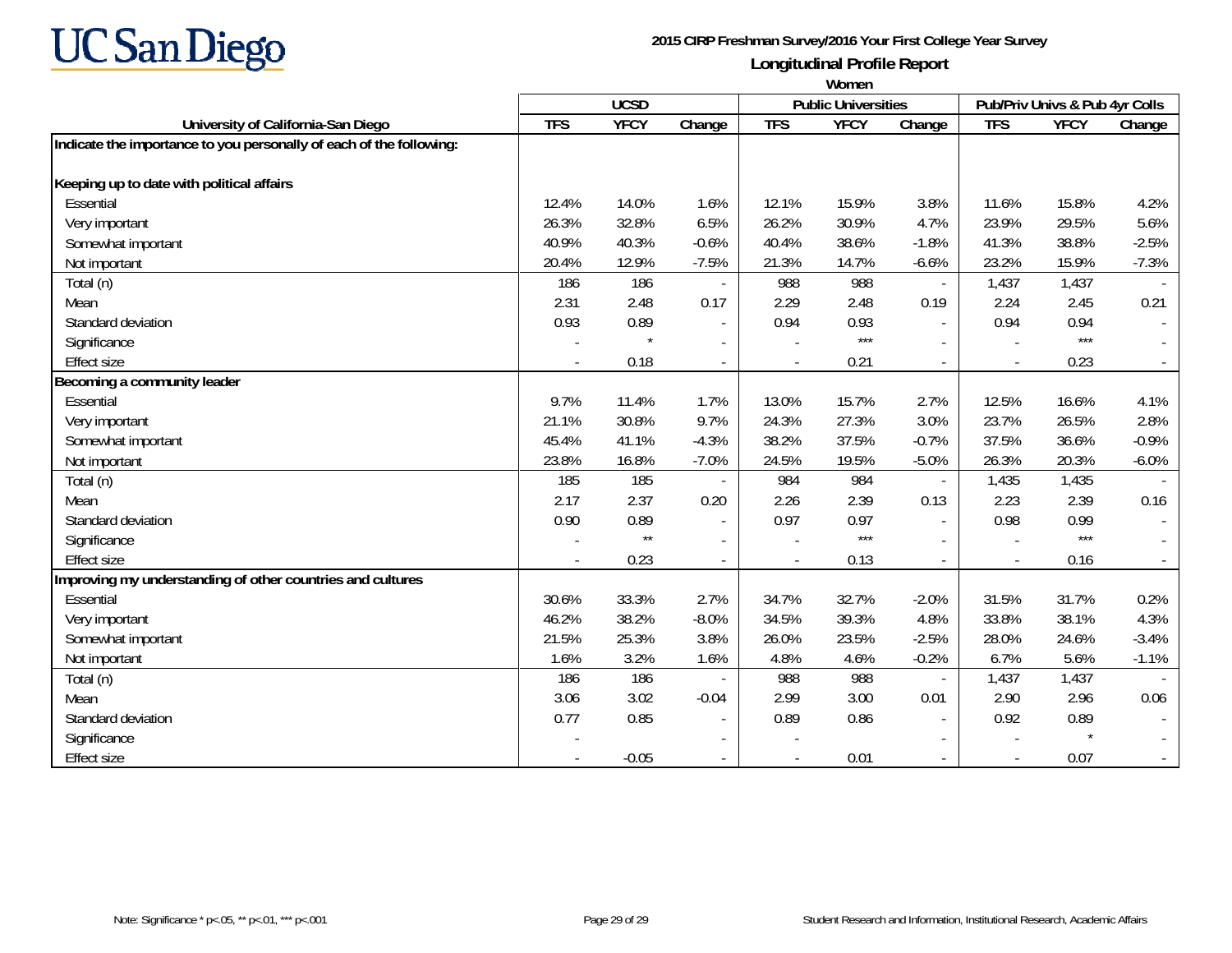**2015 CIRP Freshman Survey/2016 Your First College Year Survey**

**Longitudinal Profile Report**

**Women**

| University of California-San Diego | UCSD | | | Public Universities | | | Pub/Priv Univs & Pub 4yr Colls | | |
|---|---|---|---|---|---|---|---|---|---|
| | TFS | YFCY | Change | TFS | YFCY | Change | TFS | YFCY | Change |
| **Indicate the importance to you personally of each of the following:** | | | | | | | | | |
| **Keeping up to date with political affairs** | | | | | | | | | |
| Essential | 12.4% | 14.0% | 1.6% | 12.1% | 15.9% | 3.8% | 11.6% | 15.8% | 4.2% |
| Very important | 26.3% | 32.8% | 6.5% | 26.2% | 30.9% | 4.7% | 23.9% | 29.5% | 5.6% |
| Somewhat important | 40.9% | 40.3% | -0.6% | 40.4% | 38.6% | -1.8% | 41.3% | 38.8% | -2.5% |
| Not important | 20.4% | 12.9% | -7.5% | 21.3% | 14.7% | -6.6% | 23.2% | 15.9% | -7.3% |
| Total (n) | 186 | 186 | - | 988 | 988 | - | 1,437 | 1,437 | - |
| Mean | 2.31 | 2.48 | 0.17 | 2.29 | 2.48 | 0.19 | 2.24 | 2.45 | 0.21 |
| Standard deviation | 0.93 | 0.89 | - | 0.94 | 0.93 | - | 0.94 | 0.94 | - |
| Significance | - | * | - | - | *** | - | - | *** | - |
| Effect size | - | 0.18 | - | - | 0.21 | - | - | 0.23 | - |
| **Becoming a community leader** | | | | | | | | | |
| Essential | 9.7% | 11.4% | 1.7% | 13.0% | 15.7% | 2.7% | 12.5% | 16.6% | 4.1% |
| Very important | 21.1% | 30.8% | 9.7% | 24.3% | 27.3% | 3.0% | 23.7% | 26.5% | 2.8% |
| Somewhat important | 45.4% | 41.1% | -4.3% | 38.2% | 37.5% | -0.7% | 37.5% | 36.6% | -0.9% |
| Not important | 23.8% | 16.8% | -7.0% | 24.5% | 19.5% | -5.0% | 26.3% | 20.3% | -6.0% |
| Total (n) | 185 | 185 | - | 984 | 984 | - | 1,435 | 1,435 | - |
| Mean | 2.17 | 2.37 | 0.20 | 2.26 | 2.39 | 0.13 | 2.23 | 2.39 | 0.16 |
| Standard deviation | 0.90 | 0.89 | - | 0.97 | 0.97 | - | 0.98 | 0.99 | - |
| Significance | - | ** | - | - | *** | - | - | *** | - |
| Effect size | - | 0.23 | - | - | 0.13 | - | - | 0.16 | - |
| **Improving my understanding of other countries and cultures** | | | | | | | | | |
| Essential | 30.6% | 33.3% | 2.7% | 34.7% | 32.7% | -2.0% | 31.5% | 31.7% | 0.2% |
| Very important | 46.2% | 38.2% | -8.0% | 34.5% | 39.3% | 4.8% | 33.8% | 38.1% | 4.3% |
| Somewhat important | 21.5% | 25.3% | 3.8% | 26.0% | 23.5% | -2.5% | 28.0% | 24.6% | -3.4% |
| Not important | 1.6% | 3.2% | 1.6% | 4.8% | 4.6% | -0.2% | 6.7% | 5.6% | -1.1% |
| Total (n) | 186 | 186 | - | 988 | 988 | - | 1,437 | 1,437 | - |
| Mean | 3.06 | 3.02 | -0.04 | 2.99 | 3.00 | 0.01 | 2.90 | 2.96 | 0.06 |
| Standard deviation | 0.77 | 0.85 | - | 0.89 | 0.86 | - | 0.92 | 0.89 | - |
| Significance | - | | - | - | | - | - | * | - |
| Effect size | - | -0.05 | - | - | 0.01 | - | - | 0.07 | - |

Note: Significance * p<.05, ** p<.01, *** p<.001

Student Research and Information, Institutional Research, Academic Affairs